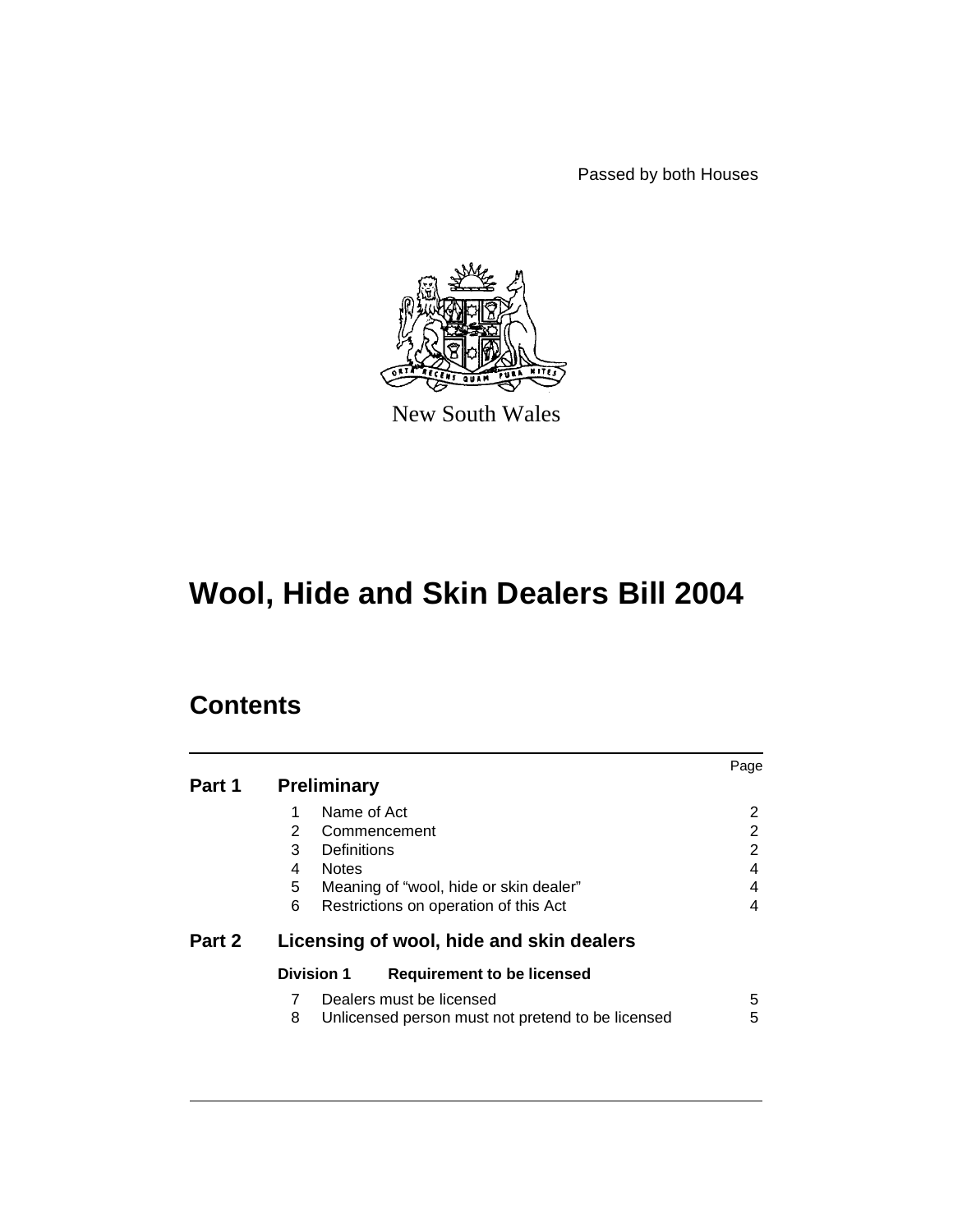Passed by both Houses

New South Wales

# Wool, Hide and Skin Dealers Bill 2004

## Contents

| | | | Page |
|---|---|---|---|
| **Part 1** | **Preliminary** | | |
| | 1 | Name of Act | 2 |
| | 2 | Commencement | 2 |
| | 3 | Definitions | 2 |
| | 4 | Notes | 4 |
| | 5 | Meaning of "wool, hide or skin dealer" | 4 |
| | 6 | Restrictions on operation of this Act | 4 |
| **Part 2** | **Licensing of wool, hide and skin dealers** | | |
| | **Division 1** | **Requirement to be licensed** | |
| | 7 | Dealers must be licensed | 5 |
| | 8 | Unlicensed person must not pretend to be licensed | 5 |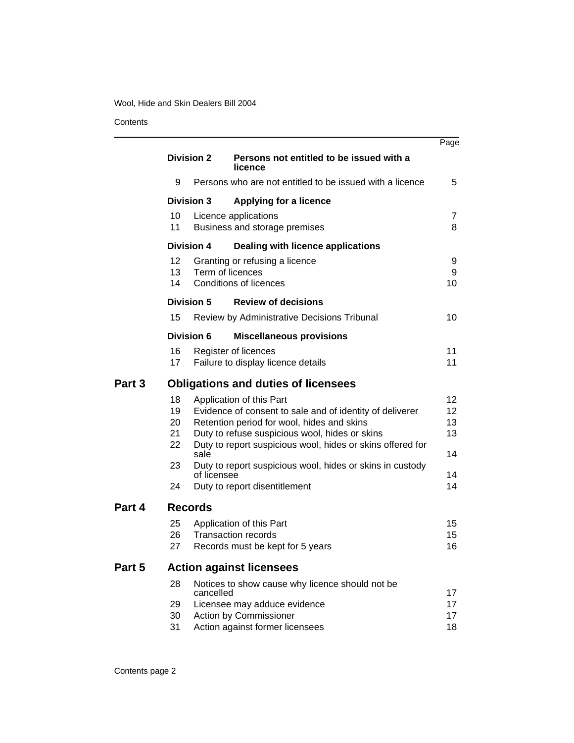| | | | Page |
|---|---|---|---|
| | **Division 2** | **Persons not entitled to be issued with a licence** | |
| | 9 | Persons who are not entitled to be issued with a licence | 5 |
| | **Division 3** | **Applying for a licence** | |
| | 10 | Licence applications | 7 |
| | 11 | Business and storage premises | 8 |
| | **Division 4** | **Dealing with licence applications** | |
| | 12 | Granting or refusing a licence | 9 |
| | 13 | Term of licences | 9 |
| | 14 | Conditions of licences | 10 |
| | **Division 5** | **Review of decisions** | |
| | 15 | Review by Administrative Decisions Tribunal | 10 |
| | **Division 6** | **Miscellaneous provisions** | |
| | 16 | Register of licences | 11 |
| | 17 | Failure to display licence details | 11 |
| **Part 3** | **Obligations and duties of licensees** | | |
| | 18 | Application of this Part | 12 |
| | 19 | Evidence of consent to sale and of identity of deliverer | 12 |
| | 20 | Retention period for wool, hides and skins | 13 |
| | 21 | Duty to refuse suspicious wool, hides or skins | 13 |
| | 22 | Duty to report suspicious wool, hides or skins offered for sale | 14 |
| | 23 | Duty to report suspicious wool, hides or skins in custody of licensee | 14 |
| | 24 | Duty to report disentitlement | 14 |
| **Part 4** | **Records** | | |
| | 25 | Application of this Part | 15 |
| | 26 | Transaction records | 15 |
| | 27 | Records must be kept for 5 years | 16 |
| **Part 5** | **Action against licensees** | | |
| | 28 | Notices to show cause why licence should not be cancelled | 17 |
| | 29 | Licensee may adduce evidence | 17 |
| | 30 | Action by Commissioner | 17 |
| | 31 | Action against former licensees | 18 |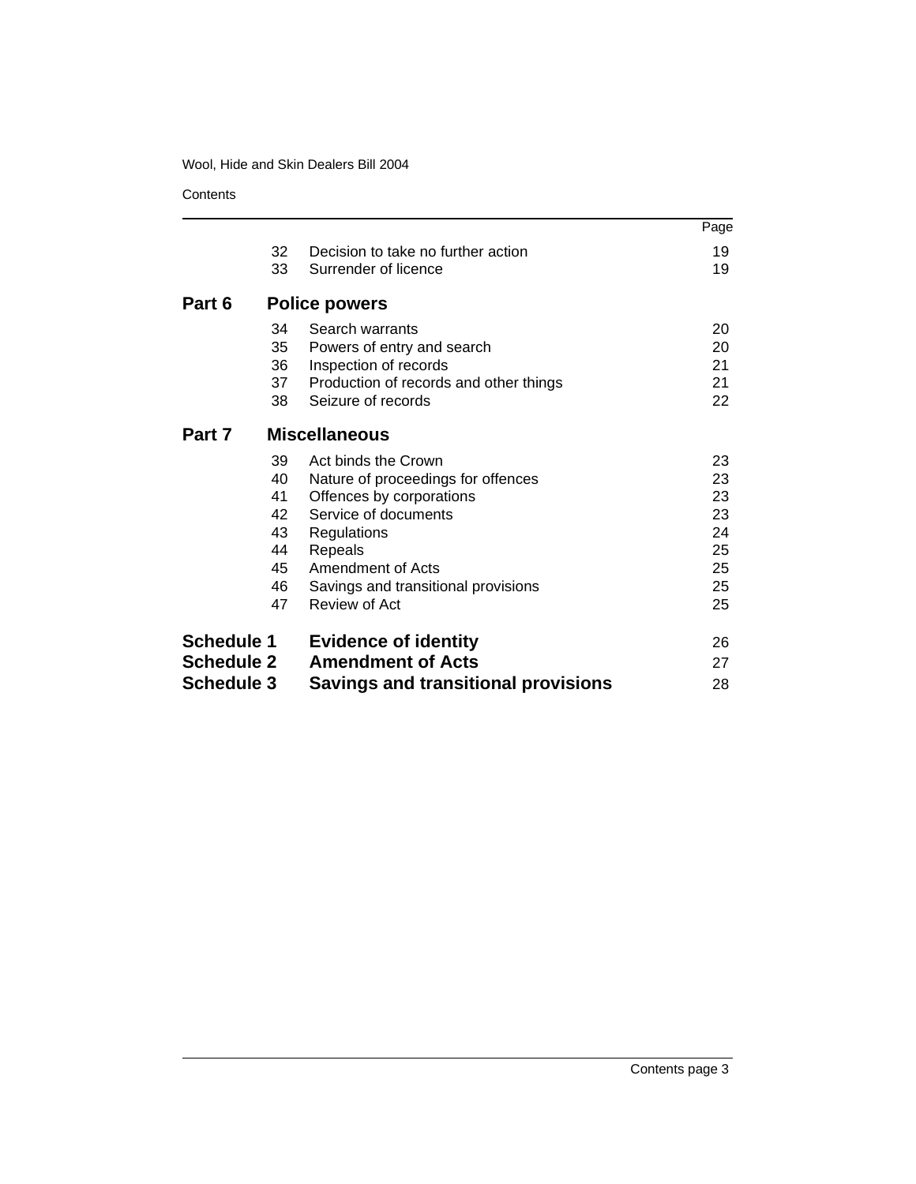| | | | Page |
|---|---|---|---|
| | 32 | Decision to take no further action | 19 |
| | 33 | Surrender of licence | 19 |
| **Part 6** | | **Police powers** | |
| | 34 | Search warrants | 20 |
| | 35 | Powers of entry and search | 20 |
| | 36 | Inspection of records | 21 |
| | 37 | Production of records and other things | 21 |
| | 38 | Seizure of records | 22 |
| **Part 7** | | **Miscellaneous** | |
| | 39 | Act binds the Crown | 23 |
| | 40 | Nature of proceedings for offences | 23 |
| | 41 | Offences by corporations | 23 |
| | 42 | Service of documents | 23 |
| | 43 | Regulations | 24 |
| | 44 | Repeals | 25 |
| | 45 | Amendment of Acts | 25 |
| | 46 | Savings and transitional provisions | 25 |
| | 47 | Review of Act | 25 |
| **Schedule 1** | | **Evidence of identity** | 26 |
| **Schedule 2** | | **Amendment of Acts** | 27 |
| **Schedule 3** | | **Savings and transitional provisions** | 28 |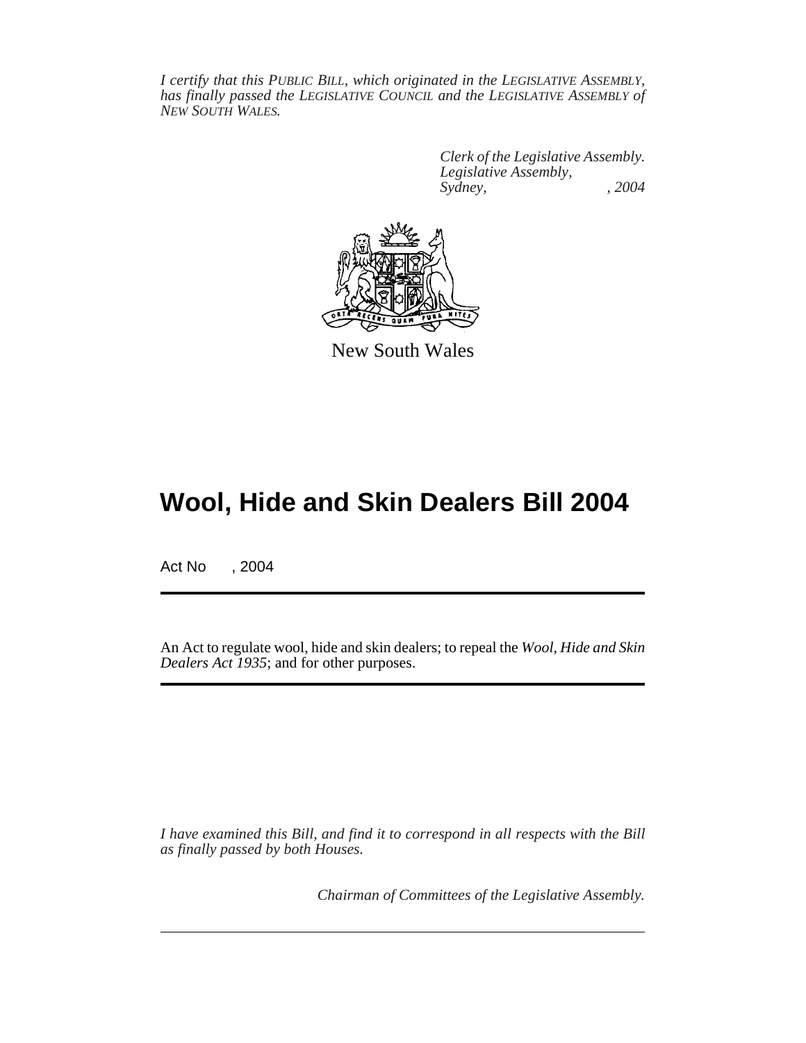*I certify that this PUBLIC BILL, which originated in the LEGISLATIVE ASSEMBLY, has finally passed the LEGISLATIVE COUNCIL and the LEGISLATIVE ASSEMBLY of NEW SOUTH WALES.*

*Clerk of the Legislative Assembly.*
*Legislative Assembly,*
*Sydney, , 2004*

New South Wales

# Wool, Hide and Skin Dealers Bill 2004

Act No , 2004

An Act to regulate wool, hide and skin dealers; to repeal the *Wool, Hide and Skin Dealers Act 1935*; and for other purposes.

*I have examined this Bill, and find it to correspond in all respects with the Bill as finally passed by both Houses.*

*Chairman of Committees of the Legislative Assembly.*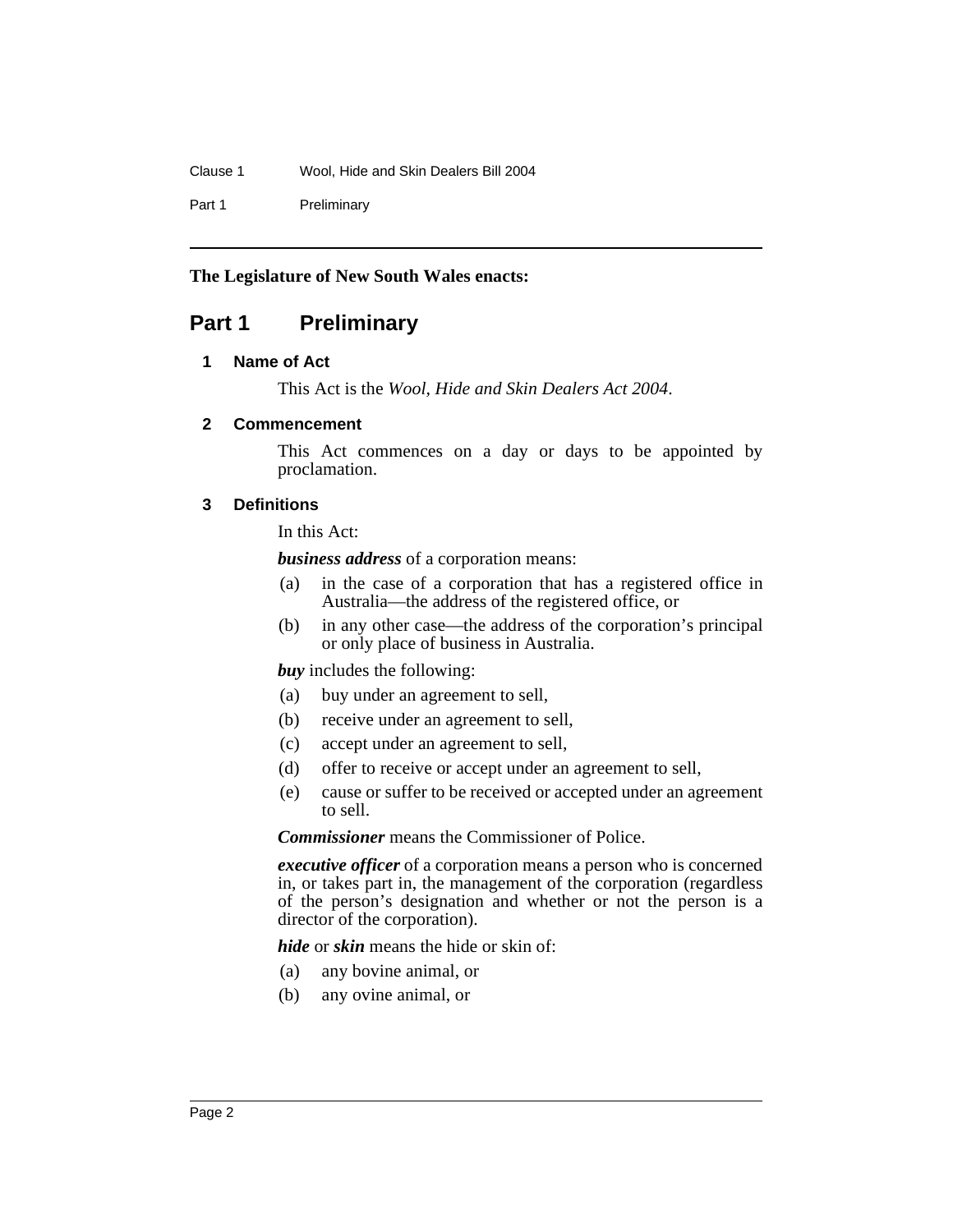**The Legislature of New South Wales enacts:**

# Part 1 Preliminary

## 1 Name of Act

This Act is the *Wool, Hide and Skin Dealers Act 2004*.

## 2 Commencement

This Act commences on a day or days to be appointed by proclamation.

## 3 Definitions

In this Act:

***business address*** of a corporation means:

(a) in the case of a corporation that has a registered office in Australia—the address of the registered office, or

(b) in any other case—the address of the corporation's principal or only place of business in Australia.

***buy*** includes the following:

(a) buy under an agreement to sell,

(b) receive under an agreement to sell,

(c) accept under an agreement to sell,

(d) offer to receive or accept under an agreement to sell,

(e) cause or suffer to be received or accepted under an agreement to sell.

***Commissioner*** means the Commissioner of Police.

***executive officer*** of a corporation means a person who is concerned in, or takes part in, the management of the corporation (regardless of the person's designation and whether or not the person is a director of the corporation).

***hide*** or ***skin*** means the hide or skin of:

(a) any bovine animal, or

(b) any ovine animal, or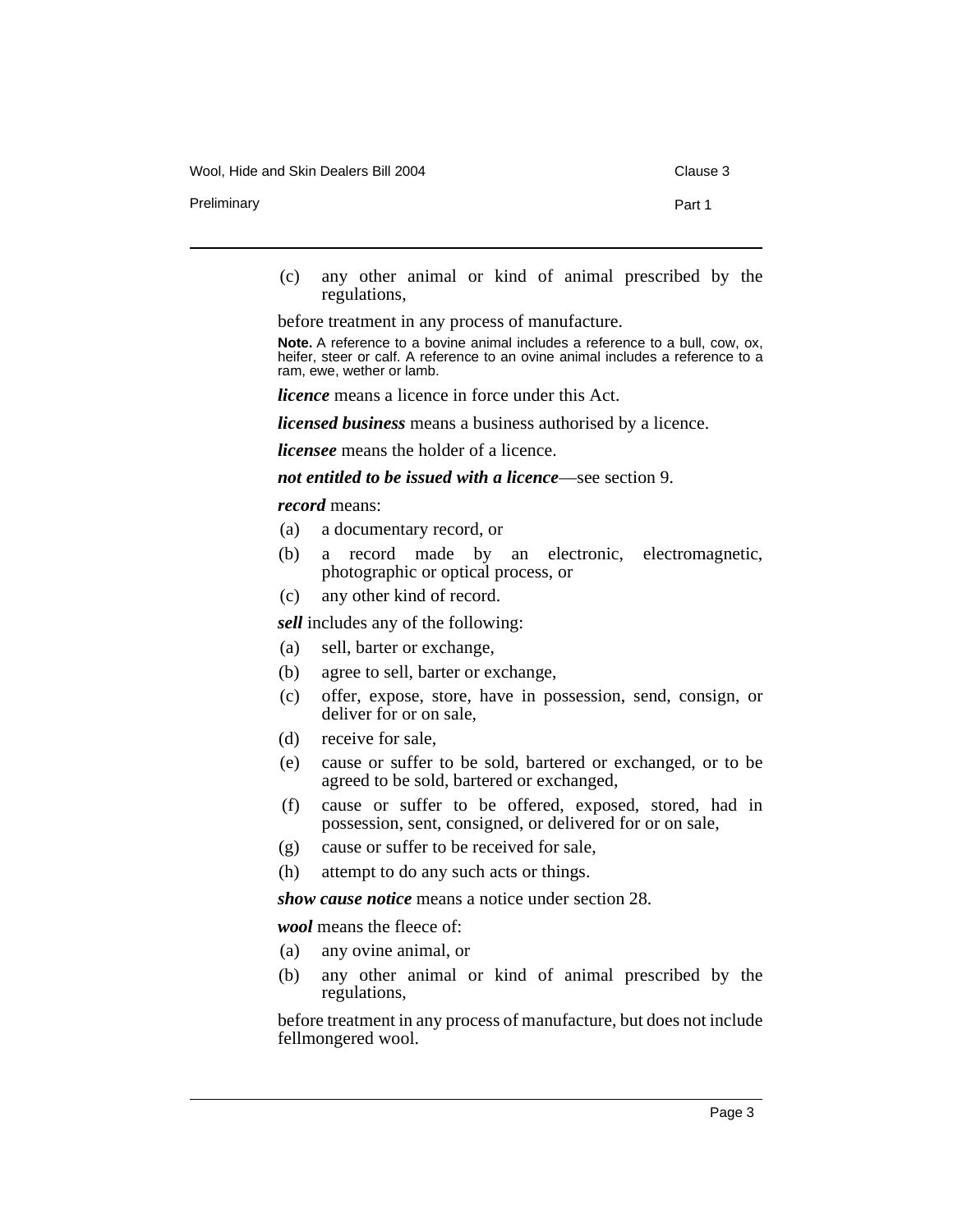(c) any other animal or kind of animal prescribed by the regulations,

before treatment in any process of manufacture.

**Note.** A reference to a bovine animal includes a reference to a bull, cow, ox, heifer, steer or calf. A reference to an ovine animal includes a reference to a ram, ewe, wether or lamb.

***licence*** means a licence in force under this Act.

***licensed business*** means a business authorised by a licence.

***licensee*** means the holder of a licence.

***not entitled to be issued with a licence***—see section 9.

***record*** means:

(a) a documentary record, or

(b) a record made by an electronic, electromagnetic, photographic or optical process, or

(c) any other kind of record.

***sell*** includes any of the following:

(a) sell, barter or exchange,

(b) agree to sell, barter or exchange,

(c) offer, expose, store, have in possession, send, consign, or deliver for or on sale,

(d) receive for sale,

(e) cause or suffer to be sold, bartered or exchanged, or to be agreed to be sold, bartered or exchanged,

(f) cause or suffer to be offered, exposed, stored, had in possession, sent, consigned, or delivered for or on sale,

(g) cause or suffer to be received for sale,

(h) attempt to do any such acts or things.

***show cause notice*** means a notice under section 28.

***wool*** means the fleece of:

(a) any ovine animal, or

(b) any other animal or kind of animal prescribed by the regulations,

before treatment in any process of manufacture, but does not include fellmongered wool.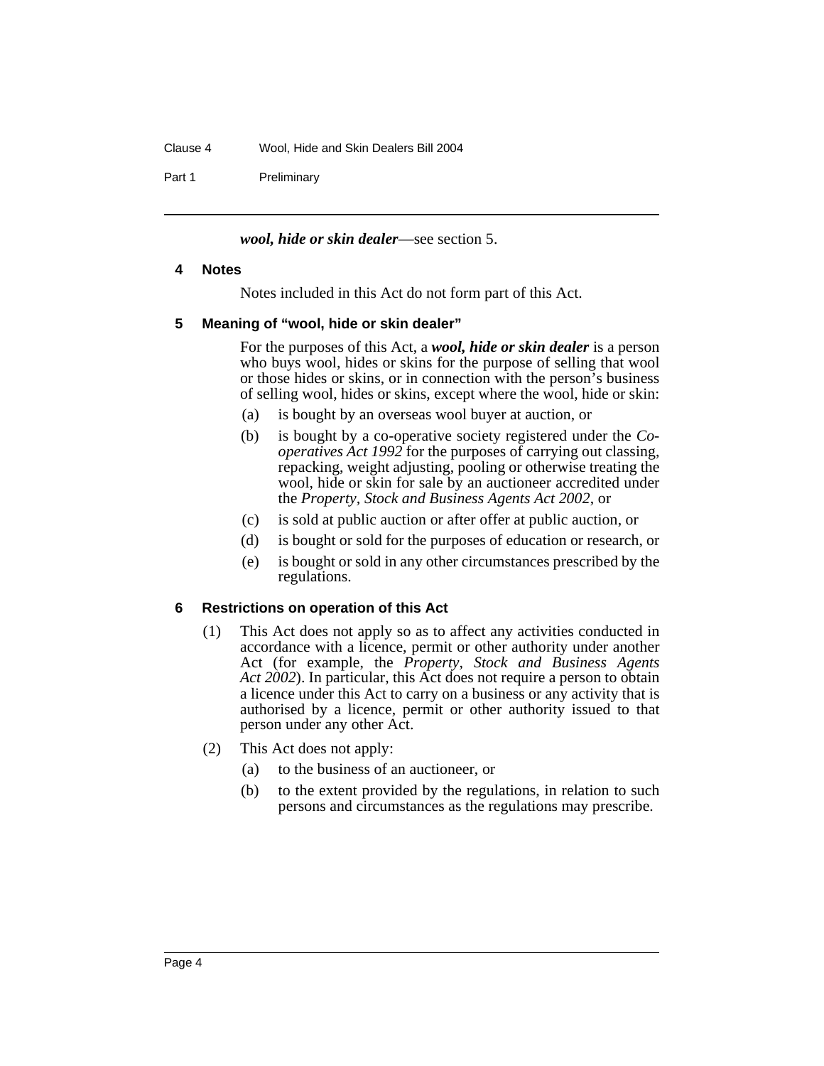***wool, hide or skin dealer***—see section 5.

### 4 Notes

Notes included in this Act do not form part of this Act.

### 5 Meaning of "wool, hide or skin dealer"

For the purposes of this Act, a ***wool, hide or skin dealer*** is a person who buys wool, hides or skins for the purpose of selling that wool or those hides or skins, or in connection with the person's business of selling wool, hides or skins, except where the wool, hide or skin:

- (a) is bought by an overseas wool buyer at auction, or
- (b) is bought by a co-operative society registered under the *Co-operatives Act 1992* for the purposes of carrying out classing, repacking, weight adjusting, pooling or otherwise treating the wool, hide or skin for sale by an auctioneer accredited under the *Property, Stock and Business Agents Act 2002*, or
- (c) is sold at public auction or after offer at public auction, or
- (d) is bought or sold for the purposes of education or research, or
- (e) is bought or sold in any other circumstances prescribed by the regulations.

### 6 Restrictions on operation of this Act

(1) This Act does not apply so as to affect any activities conducted in accordance with a licence, permit or other authority under another Act (for example, the *Property, Stock and Business Agents Act 2002*). In particular, this Act does not require a person to obtain a licence under this Act to carry on a business or any activity that is authorised by a licence, permit or other authority issued to that person under any other Act.

(2) This Act does not apply:

- (a) to the business of an auctioneer, or
- (b) to the extent provided by the regulations, in relation to such persons and circumstances as the regulations may prescribe.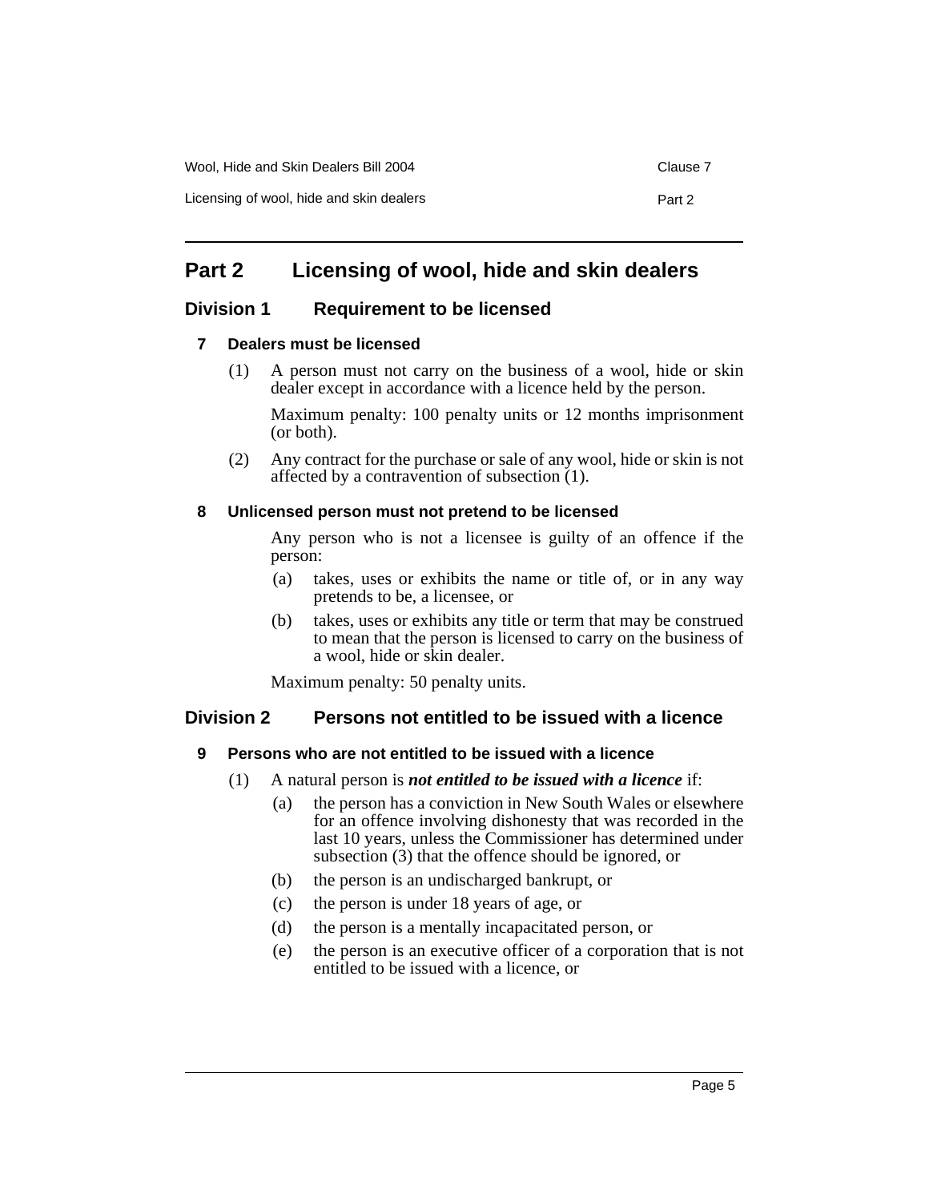## Part 2 Licensing of wool, hide and skin dealers

### Division 1 Requirement to be licensed

#### 7 Dealers must be licensed

(1) A person must not carry on the business of a wool, hide or skin dealer except in accordance with a licence held by the person.

Maximum penalty: 100 penalty units or 12 months imprisonment (or both).

(2) Any contract for the purchase or sale of any wool, hide or skin is not affected by a contravention of subsection (1).

#### 8 Unlicensed person must not pretend to be licensed

Any person who is not a licensee is guilty of an offence if the person:

(a) takes, uses or exhibits the name or title of, or in any way pretends to be, a licensee, or

(b) takes, uses or exhibits any title or term that may be construed to mean that the person is licensed to carry on the business of a wool, hide or skin dealer.

Maximum penalty: 50 penalty units.

### Division 2 Persons not entitled to be issued with a licence

#### 9 Persons who are not entitled to be issued with a licence

(1) A natural person is ***not entitled to be issued with a licence*** if:

(a) the person has a conviction in New South Wales or elsewhere for an offence involving dishonesty that was recorded in the last 10 years, unless the Commissioner has determined under subsection (3) that the offence should be ignored, or

(b) the person is an undischarged bankrupt, or

(c) the person is under 18 years of age, or

(d) the person is a mentally incapacitated person, or

(e) the person is an executive officer of a corporation that is not entitled to be issued with a licence, or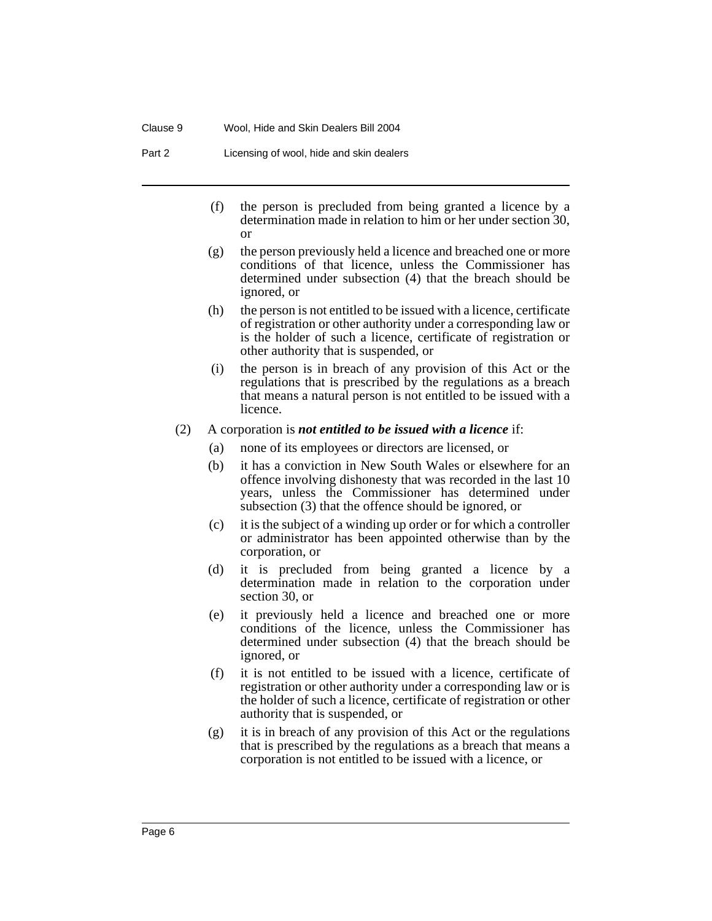(f) the person is precluded from being granted a licence by a determination made in relation to him or her under section 30, or

(g) the person previously held a licence and breached one or more conditions of that licence, unless the Commissioner has determined under subsection (4) that the breach should be ignored, or

(h) the person is not entitled to be issued with a licence, certificate of registration or other authority under a corresponding law or is the holder of such a licence, certificate of registration or other authority that is suspended, or

(i) the person is in breach of any provision of this Act or the regulations that is prescribed by the regulations as a breach that means a natural person is not entitled to be issued with a licence.

(2) A corporation is ***not entitled to be issued with a licence*** if:

(a) none of its employees or directors are licensed, or

(b) it has a conviction in New South Wales or elsewhere for an offence involving dishonesty that was recorded in the last 10 years, unless the Commissioner has determined under subsection (3) that the offence should be ignored, or

(c) it is the subject of a winding up order or for which a controller or administrator has been appointed otherwise than by the corporation, or

(d) it is precluded from being granted a licence by a determination made in relation to the corporation under section 30, or

(e) it previously held a licence and breached one or more conditions of the licence, unless the Commissioner has determined under subsection (4) that the breach should be ignored, or

(f) it is not entitled to be issued with a licence, certificate of registration or other authority under a corresponding law or is the holder of such a licence, certificate of registration or other authority that is suspended, or

(g) it is in breach of any provision of this Act or the regulations that is prescribed by the regulations as a breach that means a corporation is not entitled to be issued with a licence, or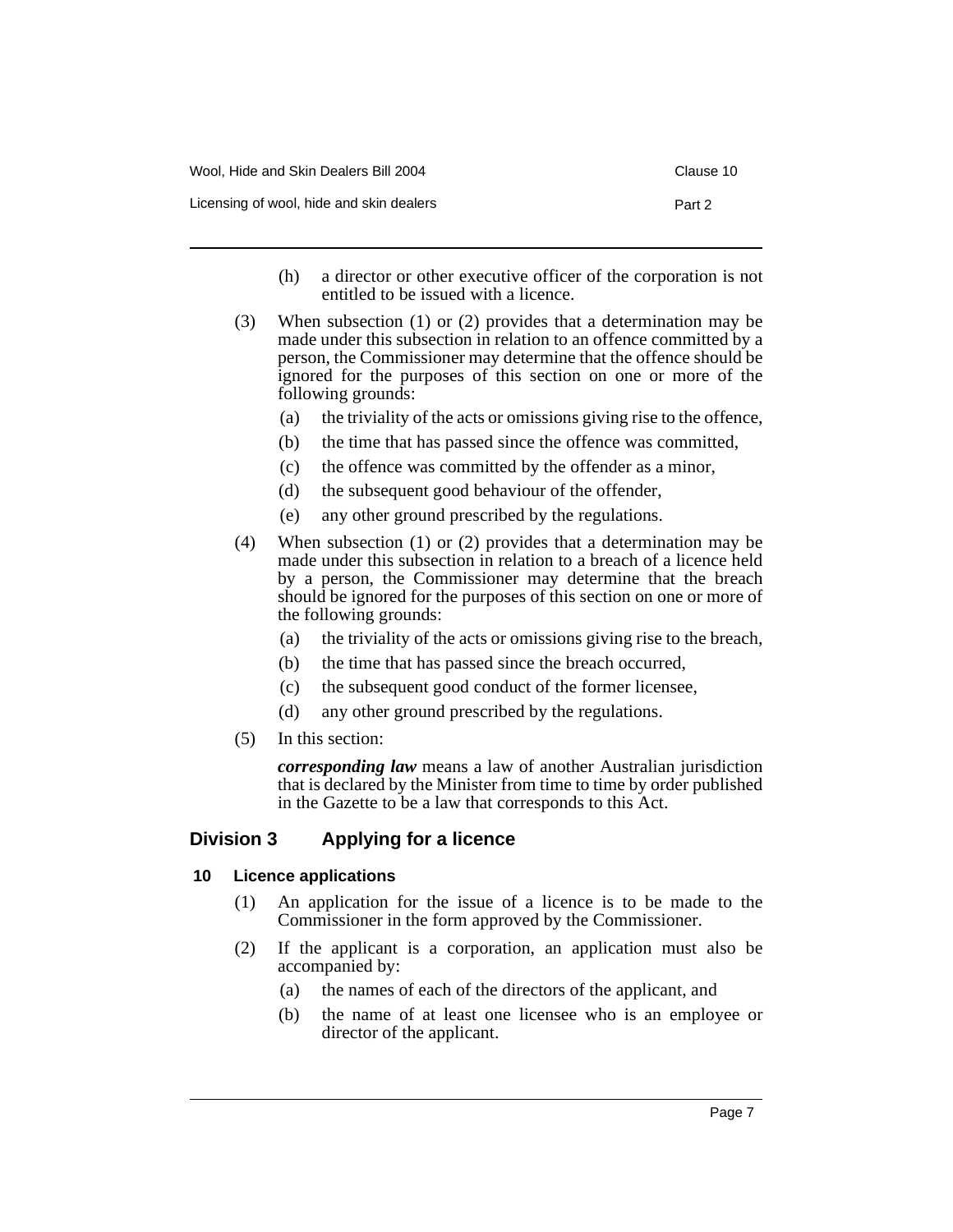(h) a director or other executive officer of the corporation is not entitled to be issued with a licence.

(3) When subsection (1) or (2) provides that a determination may be made under this subsection in relation to an offence committed by a person, the Commissioner may determine that the offence should be ignored for the purposes of this section on one or more of the following grounds:

(a) the triviality of the acts or omissions giving rise to the offence,

(b) the time that has passed since the offence was committed,

(c) the offence was committed by the offender as a minor,

(d) the subsequent good behaviour of the offender,

(e) any other ground prescribed by the regulations.

(4) When subsection (1) or (2) provides that a determination may be made under this subsection in relation to a breach of a licence held by a person, the Commissioner may determine that the breach should be ignored for the purposes of this section on one or more of the following grounds:

(a) the triviality of the acts or omissions giving rise to the breach,

(b) the time that has passed since the breach occurred,

(c) the subsequent good conduct of the former licensee,

(d) any other ground prescribed by the regulations.

(5) In this section:

***corresponding law*** means a law of another Australian jurisdiction that is declared by the Minister from time to time by order published in the Gazette to be a law that corresponds to this Act.

## Division 3 Applying for a licence

### 10 Licence applications

(1) An application for the issue of a licence is to be made to the Commissioner in the form approved by the Commissioner.

(2) If the applicant is a corporation, an application must also be accompanied by:

(a) the names of each of the directors of the applicant, and

(b) the name of at least one licensee who is an employee or director of the applicant.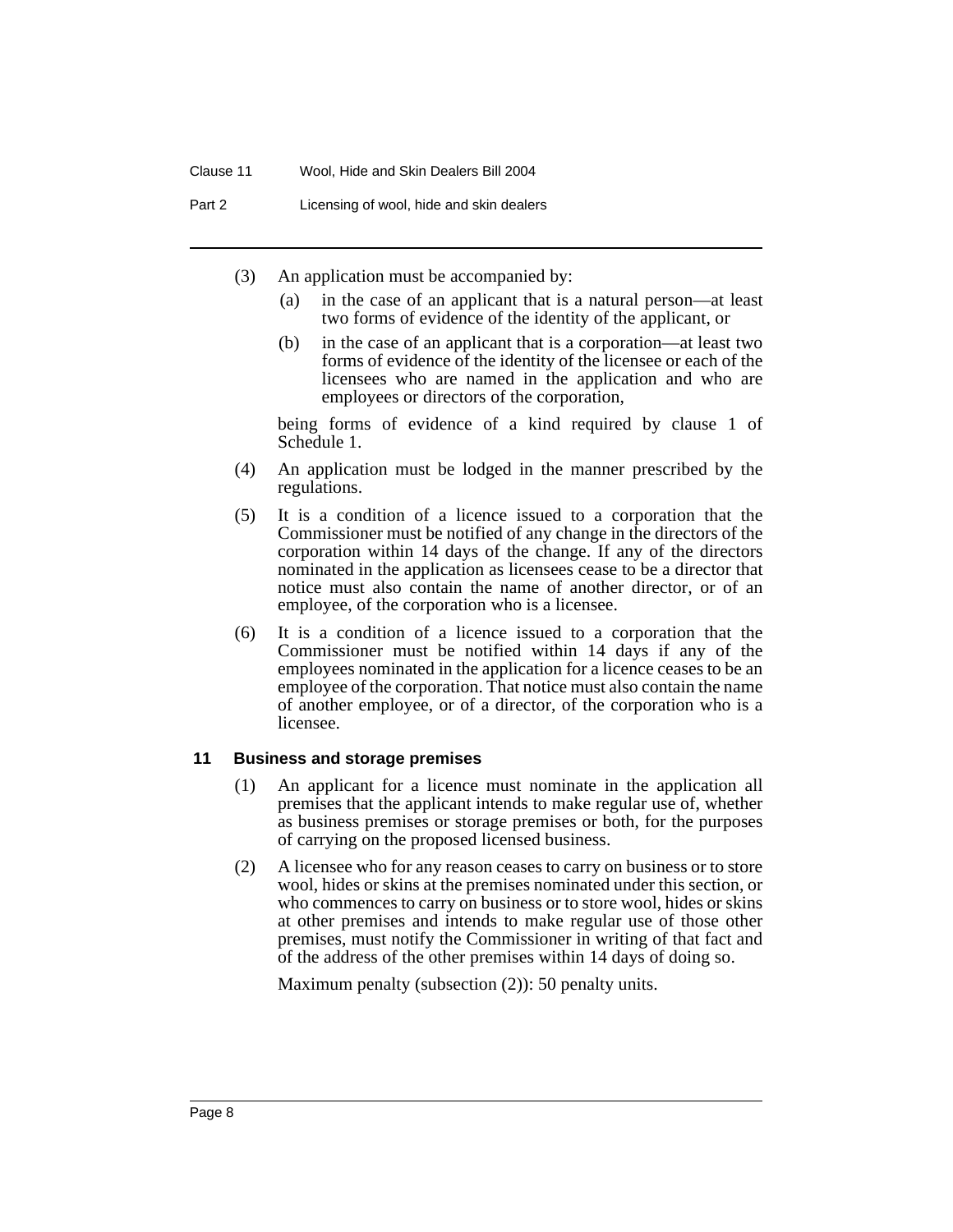(3) An application must be accompanied by:

  (a) in the case of an applicant that is a natural person—at least two forms of evidence of the identity of the applicant, or

  (b) in the case of an applicant that is a corporation—at least two forms of evidence of the identity of the licensee or each of the licensees who are named in the application and who are employees or directors of the corporation,

being forms of evidence of a kind required by clause 1 of Schedule 1.

(4) An application must be lodged in the manner prescribed by the regulations.

(5) It is a condition of a licence issued to a corporation that the Commissioner must be notified of any change in the directors of the corporation within 14 days of the change. If any of the directors nominated in the application as licensees cease to be a director that notice must also contain the name of another director, or of an employee, of the corporation who is a licensee.

(6) It is a condition of a licence issued to a corporation that the Commissioner must be notified within 14 days if any of the employees nominated in the application for a licence ceases to be an employee of the corporation. That notice must also contain the name of another employee, or of a director, of the corporation who is a licensee.

### 11 Business and storage premises

(1) An applicant for a licence must nominate in the application all premises that the applicant intends to make regular use of, whether as business premises or storage premises or both, for the purposes of carrying on the proposed licensed business.

(2) A licensee who for any reason ceases to carry on business or to store wool, hides or skins at the premises nominated under this section, or who commences to carry on business or to store wool, hides or skins at other premises and intends to make regular use of those other premises, must notify the Commissioner in writing of that fact and of the address of the other premises within 14 days of doing so.

Maximum penalty (subsection (2)): 50 penalty units.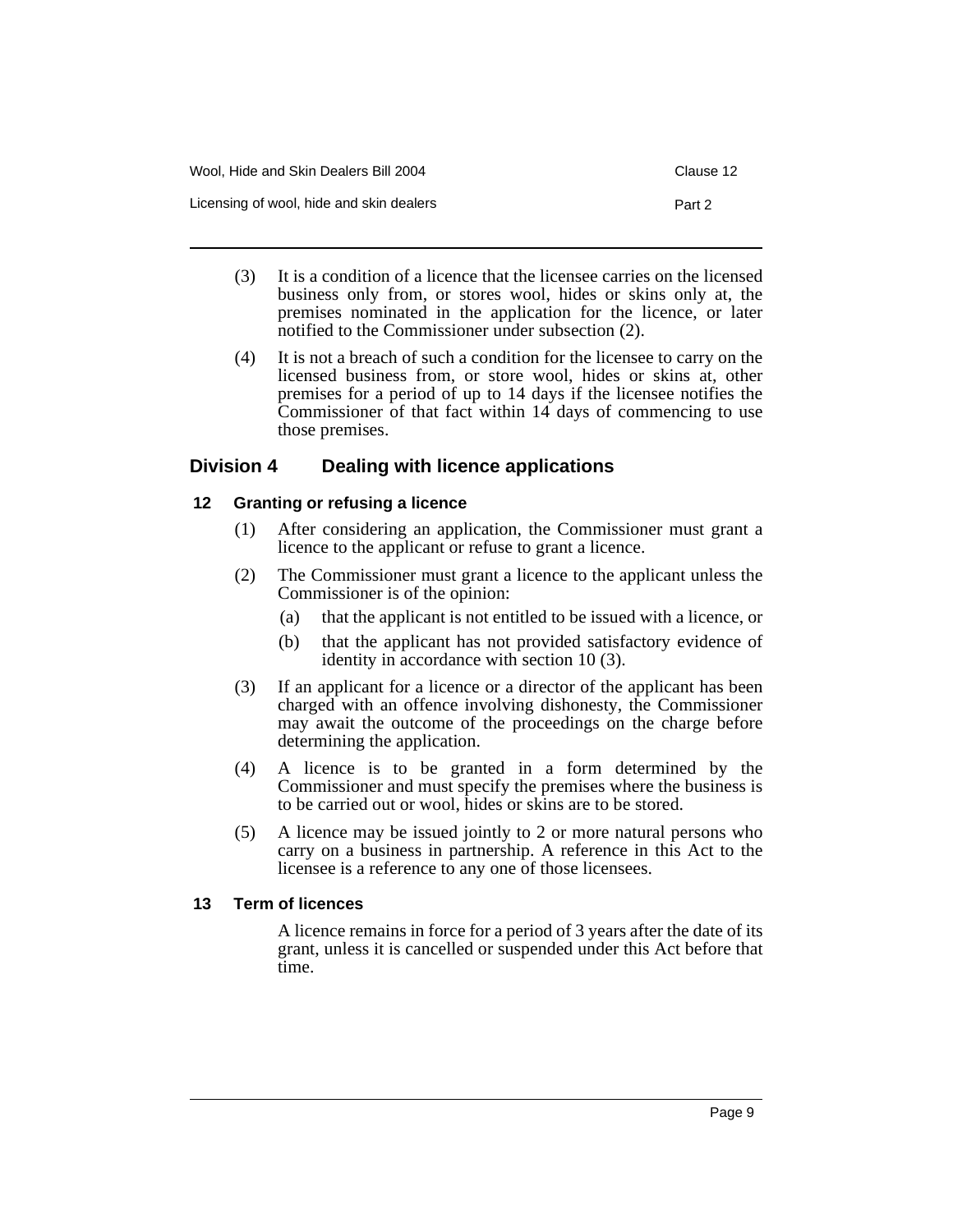(3) It is a condition of a licence that the licensee carries on the licensed business only from, or stores wool, hides or skins only at, the premises nominated in the application for the licence, or later notified to the Commissioner under subsection (2).

(4) It is not a breach of such a condition for the licensee to carry on the licensed business from, or store wool, hides or skins at, other premises for a period of up to 14 days if the licensee notifies the Commissioner of that fact within 14 days of commencing to use those premises.

## Division 4 Dealing with licence applications

### 12 Granting or refusing a licence

(1) After considering an application, the Commissioner must grant a licence to the applicant or refuse to grant a licence.

(2) The Commissioner must grant a licence to the applicant unless the Commissioner is of the opinion:

(a) that the applicant is not entitled to be issued with a licence, or

(b) that the applicant has not provided satisfactory evidence of identity in accordance with section 10 (3).

(3) If an applicant for a licence or a director of the applicant has been charged with an offence involving dishonesty, the Commissioner may await the outcome of the proceedings on the charge before determining the application.

(4) A licence is to be granted in a form determined by the Commissioner and must specify the premises where the business is to be carried out or wool, hides or skins are to be stored.

(5) A licence may be issued jointly to 2 or more natural persons who carry on a business in partnership. A reference in this Act to the licensee is a reference to any one of those licensees.

### 13 Term of licences

A licence remains in force for a period of 3 years after the date of its grant, unless it is cancelled or suspended under this Act before that time.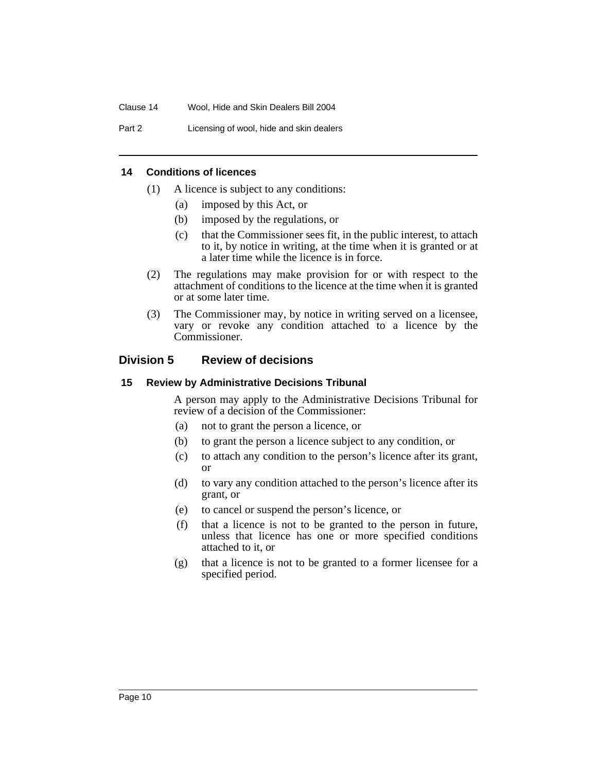### 14 Conditions of licences

(1) A licence is subject to any conditions:

(a) imposed by this Act, or

(b) imposed by the regulations, or

(c) that the Commissioner sees fit, in the public interest, to attach to it, by notice in writing, at the time when it is granted or at a later time while the licence is in force.

(2) The regulations may make provision for or with respect to the attachment of conditions to the licence at the time when it is granted or at some later time.

(3) The Commissioner may, by notice in writing served on a licensee, vary or revoke any condition attached to a licence by the Commissioner.

## Division 5 Review of decisions

### 15 Review by Administrative Decisions Tribunal

A person may apply to the Administrative Decisions Tribunal for review of a decision of the Commissioner:

(a) not to grant the person a licence, or

(b) to grant the person a licence subject to any condition, or

(c) to attach any condition to the person's licence after its grant, or

(d) to vary any condition attached to the person's licence after its grant, or

(e) to cancel or suspend the person's licence, or

(f) that a licence is not to be granted to the person in future, unless that licence has one or more specified conditions attached to it, or

(g) that a licence is not to be granted to a former licensee for a specified period.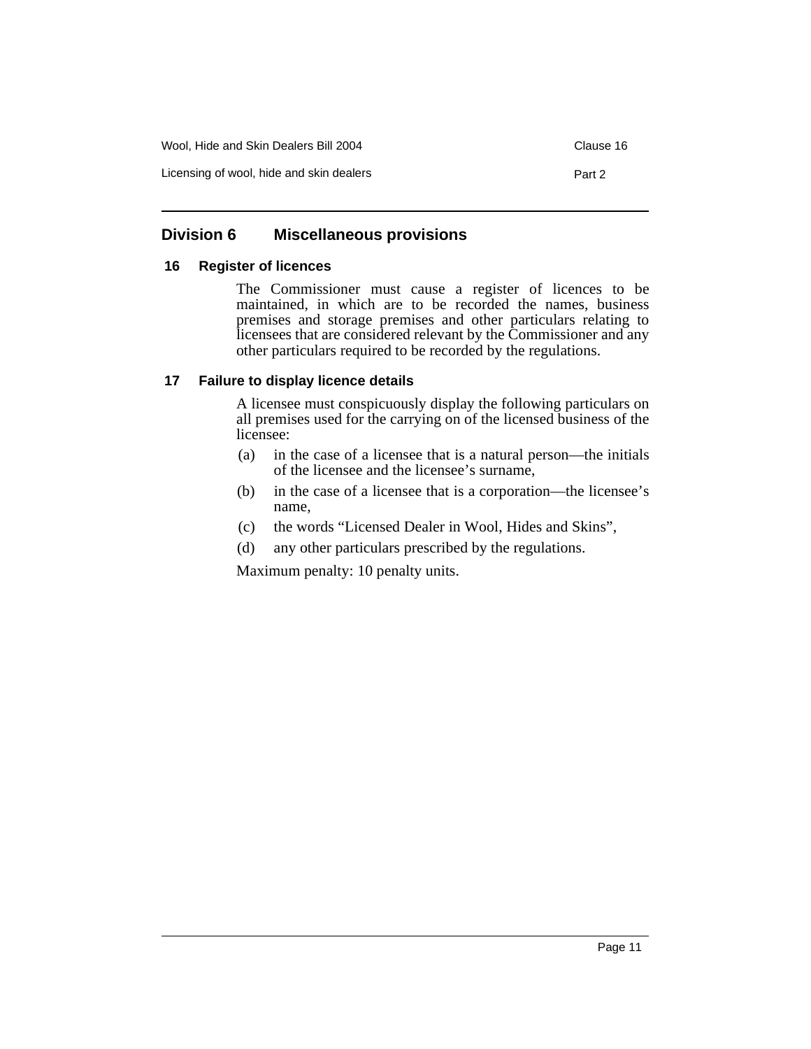## Division 6 Miscellaneous provisions

### 16 Register of licences

The Commissioner must cause a register of licences to be maintained, in which are to be recorded the names, business premises and storage premises and other particulars relating to licensees that are considered relevant by the Commissioner and any other particulars required to be recorded by the regulations.

### 17 Failure to display licence details

A licensee must conspicuously display the following particulars on all premises used for the carrying on of the licensed business of the licensee:

(a) in the case of a licensee that is a natural person—the initials of the licensee and the licensee's surname,

(b) in the case of a licensee that is a corporation—the licensee's name,

(c) the words "Licensed Dealer in Wool, Hides and Skins",

(d) any other particulars prescribed by the regulations.

Maximum penalty: 10 penalty units.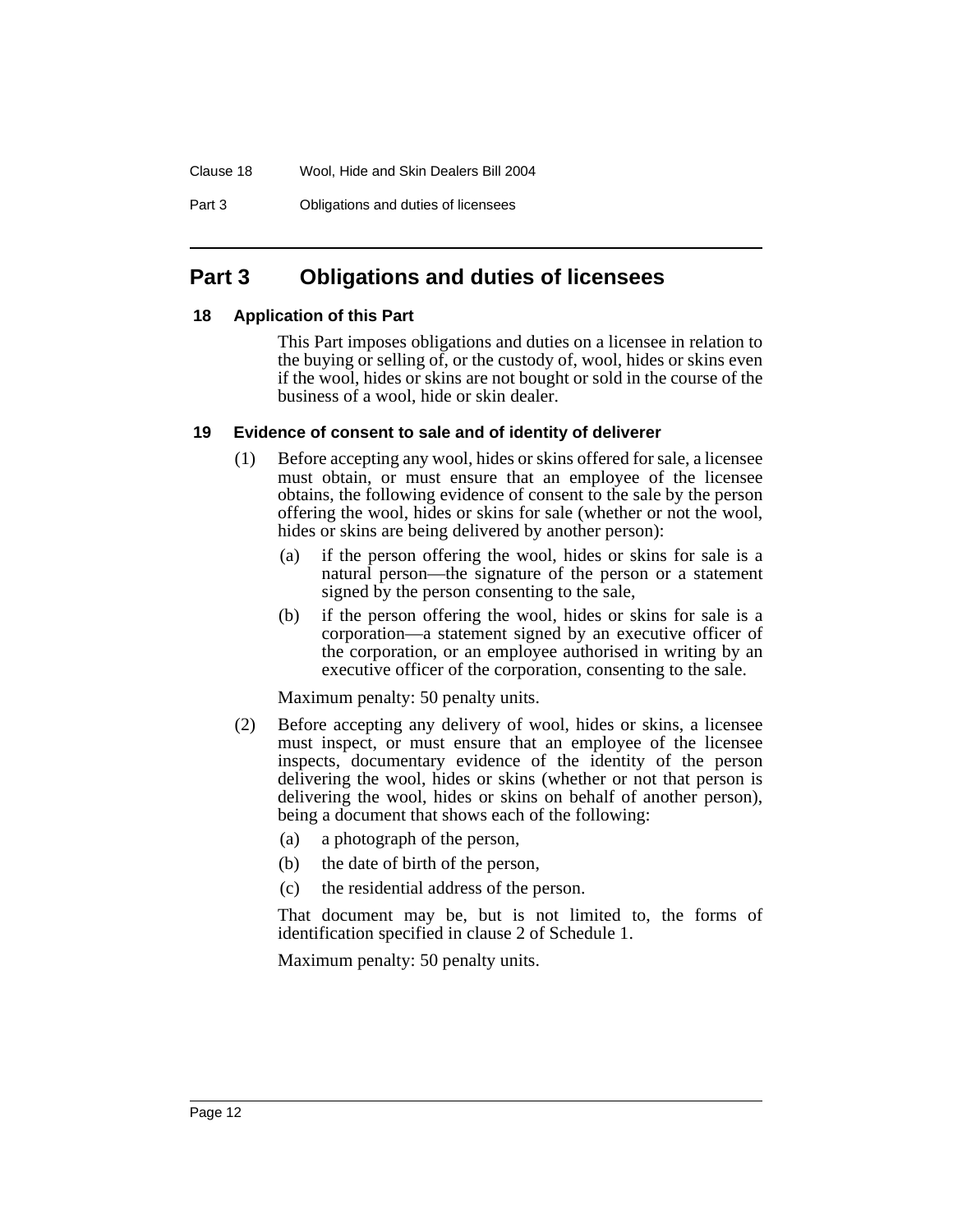# Part 3 Obligations and duties of licensees

### 18 Application of this Part

This Part imposes obligations and duties on a licensee in relation to the buying or selling of, or the custody of, wool, hides or skins even if the wool, hides or skins are not bought or sold in the course of the business of a wool, hide or skin dealer.

### 19 Evidence of consent to sale and of identity of deliverer

(1) Before accepting any wool, hides or skins offered for sale, a licensee must obtain, or must ensure that an employee of the licensee obtains, the following evidence of consent to the sale by the person offering the wool, hides or skins for sale (whether or not the wool, hides or skins are being delivered by another person):

- (a) if the person offering the wool, hides or skins for sale is a natural person—the signature of the person or a statement signed by the person consenting to the sale,
- (b) if the person offering the wool, hides or skins for sale is a corporation—a statement signed by an executive officer of the corporation, or an employee authorised in writing by an executive officer of the corporation, consenting to the sale.

Maximum penalty: 50 penalty units.

(2) Before accepting any delivery of wool, hides or skins, a licensee must inspect, or must ensure that an employee of the licensee inspects, documentary evidence of the identity of the person delivering the wool, hides or skins (whether or not that person is delivering the wool, hides or skins on behalf of another person), being a document that shows each of the following:

- (a) a photograph of the person,
- (b) the date of birth of the person,
- (c) the residential address of the person.

That document may be, but is not limited to, the forms of identification specified in clause 2 of Schedule 1.

Maximum penalty: 50 penalty units.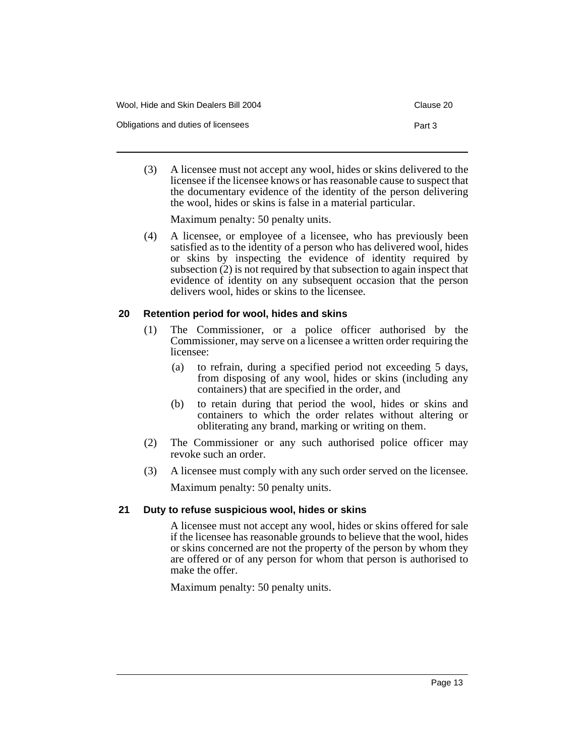(3) A licensee must not accept any wool, hides or skins delivered to the licensee if the licensee knows or has reasonable cause to suspect that the documentary evidence of the identity of the person delivering the wool, hides or skins is false in a material particular.

Maximum penalty: 50 penalty units.

(4) A licensee, or employee of a licensee, who has previously been satisfied as to the identity of a person who has delivered wool, hides or skins by inspecting the evidence of identity required by subsection (2) is not required by that subsection to again inspect that evidence of identity on any subsequent occasion that the person delivers wool, hides or skins to the licensee.

### 20 Retention period for wool, hides and skins

(1) The Commissioner, or a police officer authorised by the Commissioner, may serve on a licensee a written order requiring the licensee:

(a) to refrain, during a specified period not exceeding 5 days, from disposing of any wool, hides or skins (including any containers) that are specified in the order, and

(b) to retain during that period the wool, hides or skins and containers to which the order relates without altering or obliterating any brand, marking or writing on them.

(2) The Commissioner or any such authorised police officer may revoke such an order.

(3) A licensee must comply with any such order served on the licensee.

Maximum penalty: 50 penalty units.

### 21 Duty to refuse suspicious wool, hides or skins

A licensee must not accept any wool, hides or skins offered for sale if the licensee has reasonable grounds to believe that the wool, hides or skins concerned are not the property of the person by whom they are offered or of any person for whom that person is authorised to make the offer.

Maximum penalty: 50 penalty units.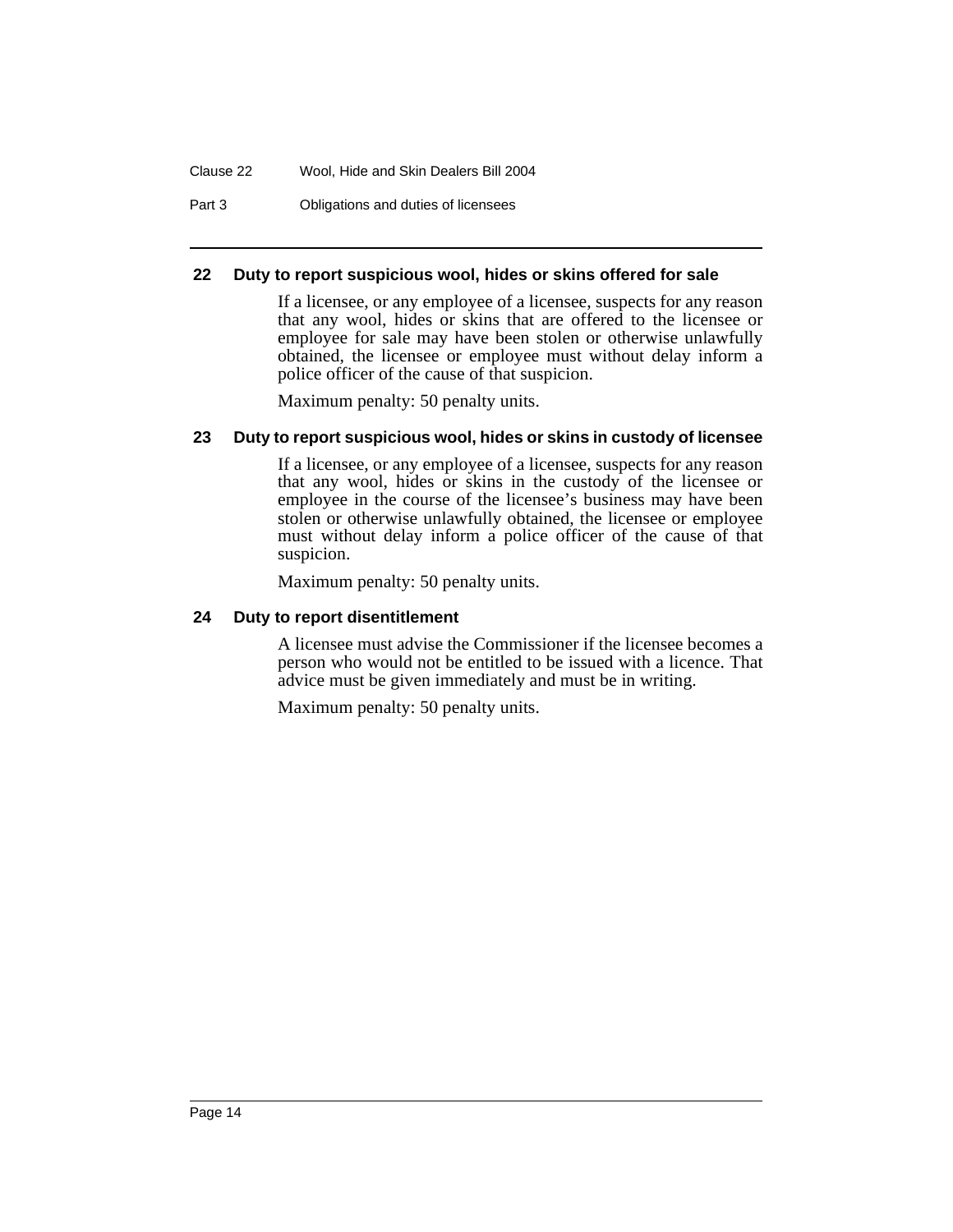### 22 Duty to report suspicious wool, hides or skins offered for sale

If a licensee, or any employee of a licensee, suspects for any reason that any wool, hides or skins that are offered to the licensee or employee for sale may have been stolen or otherwise unlawfully obtained, the licensee or employee must without delay inform a police officer of the cause of that suspicion.

Maximum penalty: 50 penalty units.

### 23 Duty to report suspicious wool, hides or skins in custody of licensee

If a licensee, or any employee of a licensee, suspects for any reason that any wool, hides or skins in the custody of the licensee or employee in the course of the licensee's business may have been stolen or otherwise unlawfully obtained, the licensee or employee must without delay inform a police officer of the cause of that suspicion.

Maximum penalty: 50 penalty units.

### 24 Duty to report disentitlement

A licensee must advise the Commissioner if the licensee becomes a person who would not be entitled to be issued with a licence. That advice must be given immediately and must be in writing.

Maximum penalty: 50 penalty units.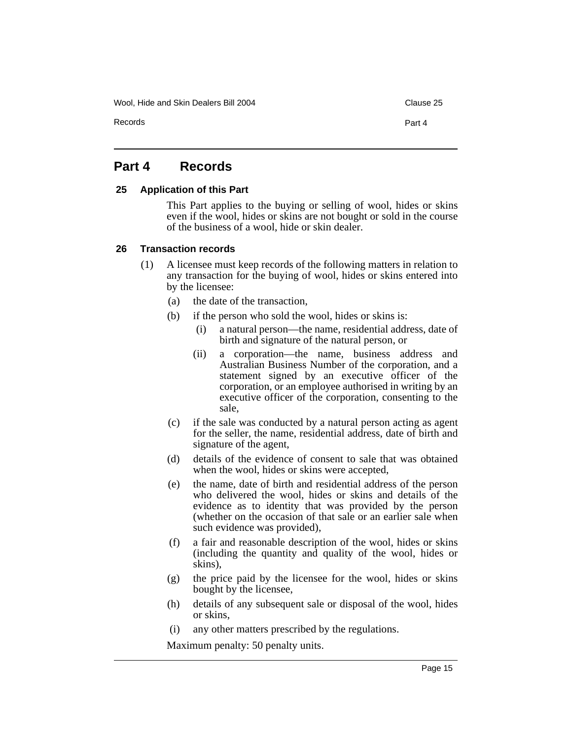# Part 4 Records

## 25 Application of this Part

This Part applies to the buying or selling of wool, hides or skins even if the wool, hides or skins are not bought or sold in the course of the business of a wool, hide or skin dealer.

## 26 Transaction records

(1) A licensee must keep records of the following matters in relation to any transaction for the buying of wool, hides or skins entered into by the licensee:

- (a) the date of the transaction,
- (b) if the person who sold the wool, hides or skins is:
  - (i) a natural person—the name, residential address, date of birth and signature of the natural person, or
  - (ii) a corporation—the name, business address and Australian Business Number of the corporation, and a statement signed by an executive officer of the corporation, or an employee authorised in writing by an executive officer of the corporation, consenting to the sale,
- (c) if the sale was conducted by a natural person acting as agent for the seller, the name, residential address, date of birth and signature of the agent,
- (d) details of the evidence of consent to sale that was obtained when the wool, hides or skins were accepted,
- (e) the name, date of birth and residential address of the person who delivered the wool, hides or skins and details of the evidence as to identity that was provided by the person (whether on the occasion of that sale or an earlier sale when such evidence was provided),
- (f) a fair and reasonable description of the wool, hides or skins (including the quantity and quality of the wool, hides or skins),
- (g) the price paid by the licensee for the wool, hides or skins bought by the licensee,
- (h) details of any subsequent sale or disposal of the wool, hides or skins,
- (i) any other matters prescribed by the regulations.

Maximum penalty: 50 penalty units.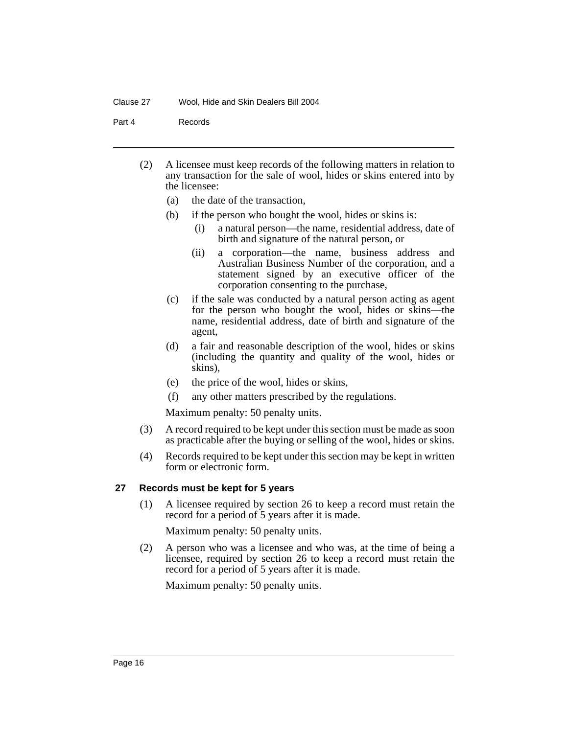(2) A licensee must keep records of the following matters in relation to any transaction for the sale of wool, hides or skins entered into by the licensee:

(a) the date of the transaction,

(b) if the person who bought the wool, hides or skins is:

(i) a natural person—the name, residential address, date of birth and signature of the natural person, or

(ii) a corporation—the name, business address and Australian Business Number of the corporation, and a statement signed by an executive officer of the corporation consenting to the purchase,

(c) if the sale was conducted by a natural person acting as agent for the person who bought the wool, hides or skins—the name, residential address, date of birth and signature of the agent,

(d) a fair and reasonable description of the wool, hides or skins (including the quantity and quality of the wool, hides or skins),

(e) the price of the wool, hides or skins,

(f) any other matters prescribed by the regulations.

Maximum penalty: 50 penalty units.

(3) A record required to be kept under this section must be made as soon as practicable after the buying or selling of the wool, hides or skins.

(4) Records required to be kept under this section may be kept in written form or electronic form.

### 27 Records must be kept for 5 years

(1) A licensee required by section 26 to keep a record must retain the record for a period of 5 years after it is made.

Maximum penalty: 50 penalty units.

(2) A person who was a licensee and who was, at the time of being a licensee, required by section 26 to keep a record must retain the record for a period of 5 years after it is made.

Maximum penalty: 50 penalty units.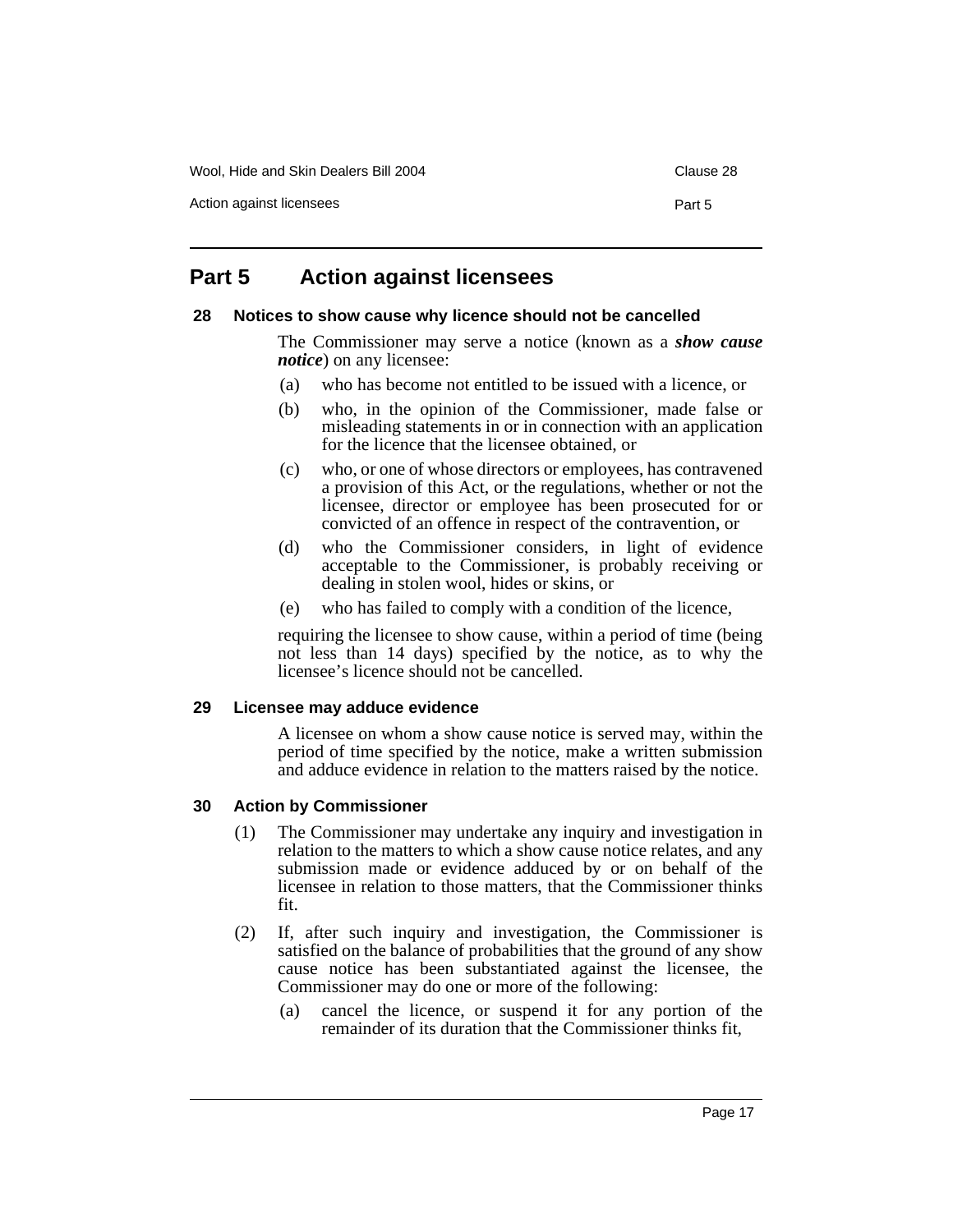## Part 5 Action against licensees

### 28 Notices to show cause why licence should not be cancelled

The Commissioner may serve a notice (known as a ***show cause notice***) on any licensee:

(a) who has become not entitled to be issued with a licence, or

(b) who, in the opinion of the Commissioner, made false or misleading statements in or in connection with an application for the licence that the licensee obtained, or

(c) who, or one of whose directors or employees, has contravened a provision of this Act, or the regulations, whether or not the licensee, director or employee has been prosecuted for or convicted of an offence in respect of the contravention, or

(d) who the Commissioner considers, in light of evidence acceptable to the Commissioner, is probably receiving or dealing in stolen wool, hides or skins, or

(e) who has failed to comply with a condition of the licence,

requiring the licensee to show cause, within a period of time (being not less than 14 days) specified by the notice, as to why the licensee's licence should not be cancelled.

### 29 Licensee may adduce evidence

A licensee on whom a show cause notice is served may, within the period of time specified by the notice, make a written submission and adduce evidence in relation to the matters raised by the notice.

### 30 Action by Commissioner

(1) The Commissioner may undertake any inquiry and investigation in relation to the matters to which a show cause notice relates, and any submission made or evidence adduced by or on behalf of the licensee in relation to those matters, that the Commissioner thinks fit.

(2) If, after such inquiry and investigation, the Commissioner is satisfied on the balance of probabilities that the ground of any show cause notice has been substantiated against the licensee, the Commissioner may do one or more of the following:

(a) cancel the licence, or suspend it for any portion of the remainder of its duration that the Commissioner thinks fit,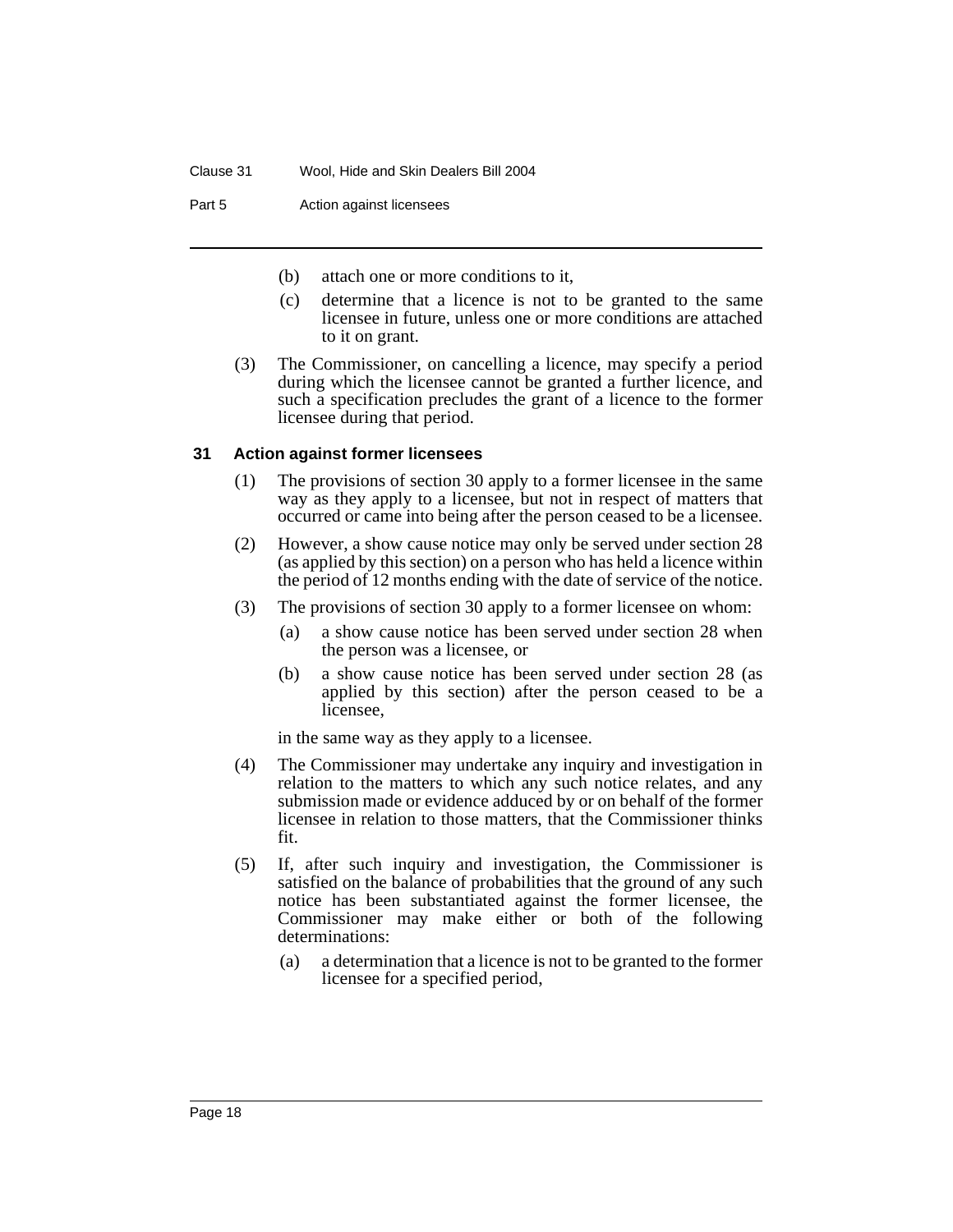(b) attach one or more conditions to it,

(c) determine that a licence is not to be granted to the same licensee in future, unless one or more conditions are attached to it on grant.

(3) The Commissioner, on cancelling a licence, may specify a period during which the licensee cannot be granted a further licence, and such a specification precludes the grant of a licence to the former licensee during that period.

### 31 Action against former licensees

(1) The provisions of section 30 apply to a former licensee in the same way as they apply to a licensee, but not in respect of matters that occurred or came into being after the person ceased to be a licensee.

(2) However, a show cause notice may only be served under section 28 (as applied by this section) on a person who has held a licence within the period of 12 months ending with the date of service of the notice.

(3) The provisions of section 30 apply to a former licensee on whom:

(a) a show cause notice has been served under section 28 when the person was a licensee, or

(b) a show cause notice has been served under section 28 (as applied by this section) after the person ceased to be a licensee,

in the same way as they apply to a licensee.

(4) The Commissioner may undertake any inquiry and investigation in relation to the matters to which any such notice relates, and any submission made or evidence adduced by or on behalf of the former licensee in relation to those matters, that the Commissioner thinks fit.

(5) If, after such inquiry and investigation, the Commissioner is satisfied on the balance of probabilities that the ground of any such notice has been substantiated against the former licensee, the Commissioner may make either or both of the following determinations:

(a) a determination that a licence is not to be granted to the former licensee for a specified period,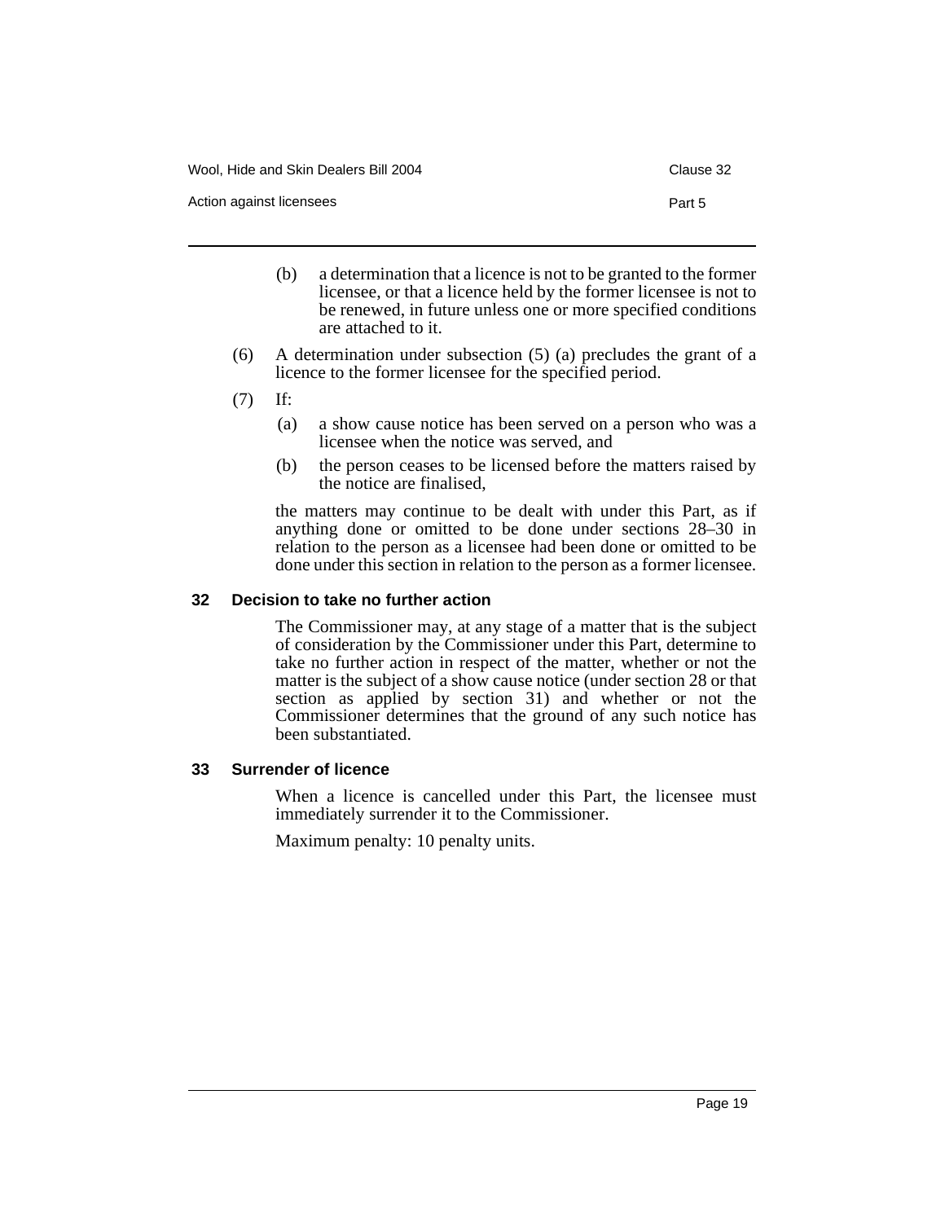(b) a determination that a licence is not to be granted to the former licensee, or that a licence held by the former licensee is not to be renewed, in future unless one or more specified conditions are attached to it.

(6) A determination under subsection (5) (a) precludes the grant of a licence to the former licensee for the specified period.

(7) If:

(a) a show cause notice has been served on a person who was a licensee when the notice was served, and

(b) the person ceases to be licensed before the matters raised by the notice are finalised,

the matters may continue to be dealt with under this Part, as if anything done or omitted to be done under sections 28–30 in relation to the person as a licensee had been done or omitted to be done under this section in relation to the person as a former licensee.

### 32 Decision to take no further action

The Commissioner may, at any stage of a matter that is the subject of consideration by the Commissioner under this Part, determine to take no further action in respect of the matter, whether or not the matter is the subject of a show cause notice (under section 28 or that section as applied by section 31) and whether or not the Commissioner determines that the ground of any such notice has been substantiated.

### 33 Surrender of licence

When a licence is cancelled under this Part, the licensee must immediately surrender it to the Commissioner.

Maximum penalty: 10 penalty units.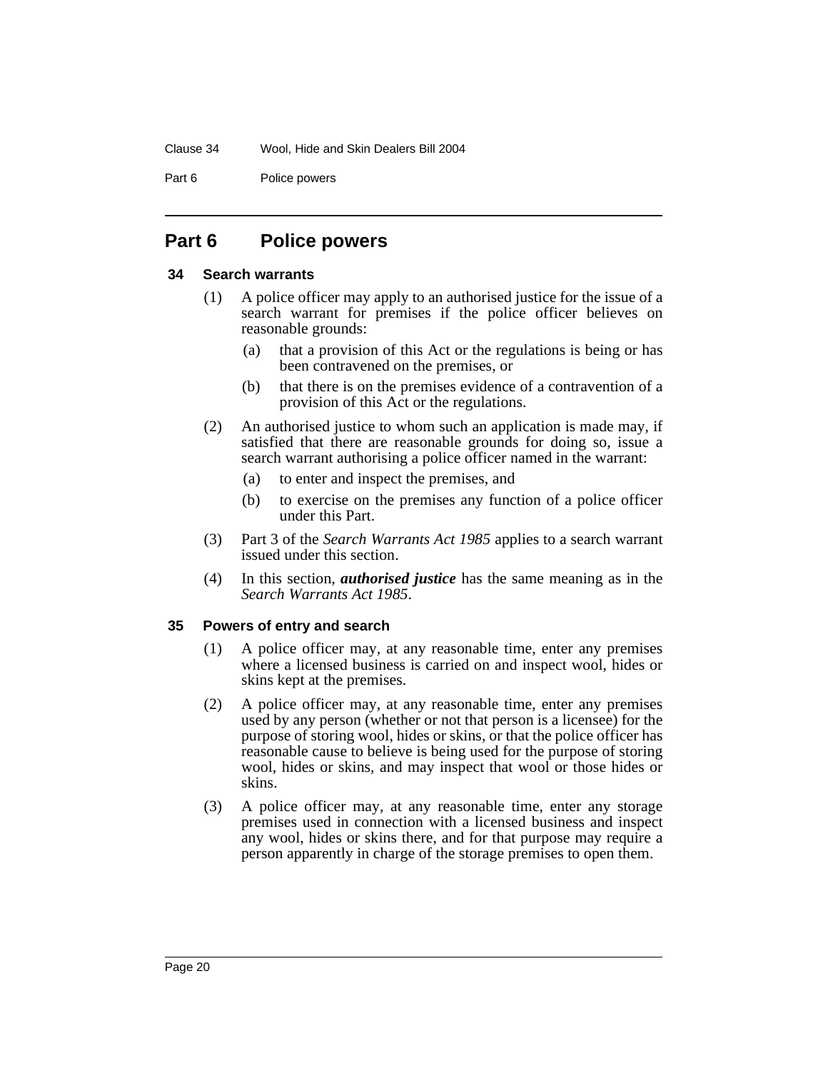# Part 6 Police powers

### 34 Search warrants

(1) A police officer may apply to an authorised justice for the issue of a search warrant for premises if the police officer believes on reasonable grounds:

- (a) that a provision of this Act or the regulations is being or has been contravened on the premises, or
- (b) that there is on the premises evidence of a contravention of a provision of this Act or the regulations.

(2) An authorised justice to whom such an application is made may, if satisfied that there are reasonable grounds for doing so, issue a search warrant authorising a police officer named in the warrant:

- (a) to enter and inspect the premises, and
- (b) to exercise on the premises any function of a police officer under this Part.

(3) Part 3 of the *Search Warrants Act 1985* applies to a search warrant issued under this section.

(4) In this section, ***authorised justice*** has the same meaning as in the *Search Warrants Act 1985*.

### 35 Powers of entry and search

(1) A police officer may, at any reasonable time, enter any premises where a licensed business is carried on and inspect wool, hides or skins kept at the premises.

(2) A police officer may, at any reasonable time, enter any premises used by any person (whether or not that person is a licensee) for the purpose of storing wool, hides or skins, or that the police officer has reasonable cause to believe is being used for the purpose of storing wool, hides or skins, and may inspect that wool or those hides or skins.

(3) A police officer may, at any reasonable time, enter any storage premises used in connection with a licensed business and inspect any wool, hides or skins there, and for that purpose may require a person apparently in charge of the storage premises to open them.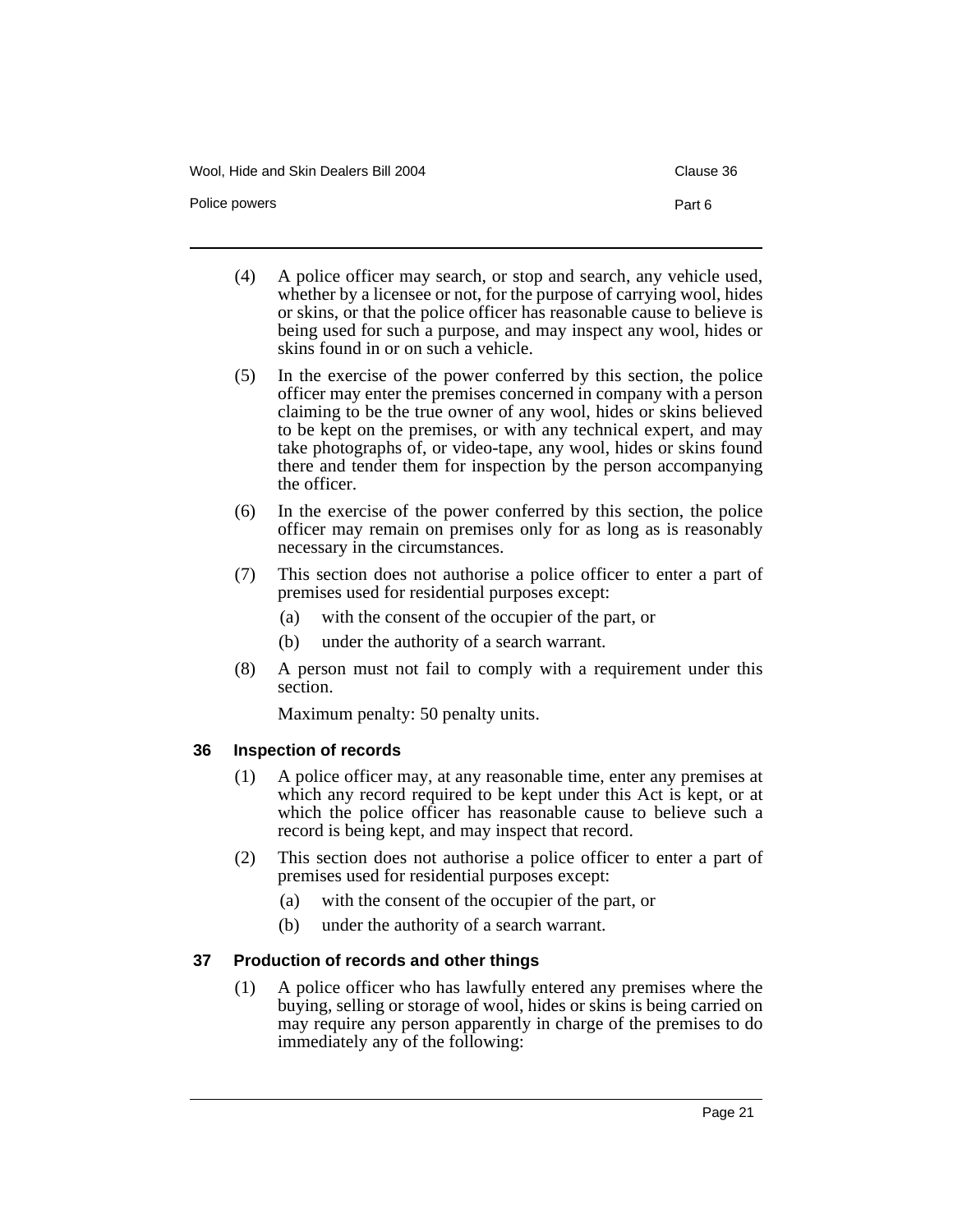(4) A police officer may search, or stop and search, any vehicle used, whether by a licensee or not, for the purpose of carrying wool, hides or skins, or that the police officer has reasonable cause to believe is being used for such a purpose, and may inspect any wool, hides or skins found in or on such a vehicle.

(5) In the exercise of the power conferred by this section, the police officer may enter the premises concerned in company with a person claiming to be the true owner of any wool, hides or skins believed to be kept on the premises, or with any technical expert, and may take photographs of, or video-tape, any wool, hides or skins found there and tender them for inspection by the person accompanying the officer.

(6) In the exercise of the power conferred by this section, the police officer may remain on premises only for as long as is reasonably necessary in the circumstances.

(7) This section does not authorise a police officer to enter a part of premises used for residential purposes except:

- (a) with the consent of the occupier of the part, or
- (b) under the authority of a search warrant.

(8) A person must not fail to comply with a requirement under this section.

Maximum penalty: 50 penalty units.

### 36 Inspection of records

(1) A police officer may, at any reasonable time, enter any premises at which any record required to be kept under this Act is kept, or at which the police officer has reasonable cause to believe such a record is being kept, and may inspect that record.

(2) This section does not authorise a police officer to enter a part of premises used for residential purposes except:

- (a) with the consent of the occupier of the part, or
- (b) under the authority of a search warrant.

### 37 Production of records and other things

(1) A police officer who has lawfully entered any premises where the buying, selling or storage of wool, hides or skins is being carried on may require any person apparently in charge of the premises to do immediately any of the following: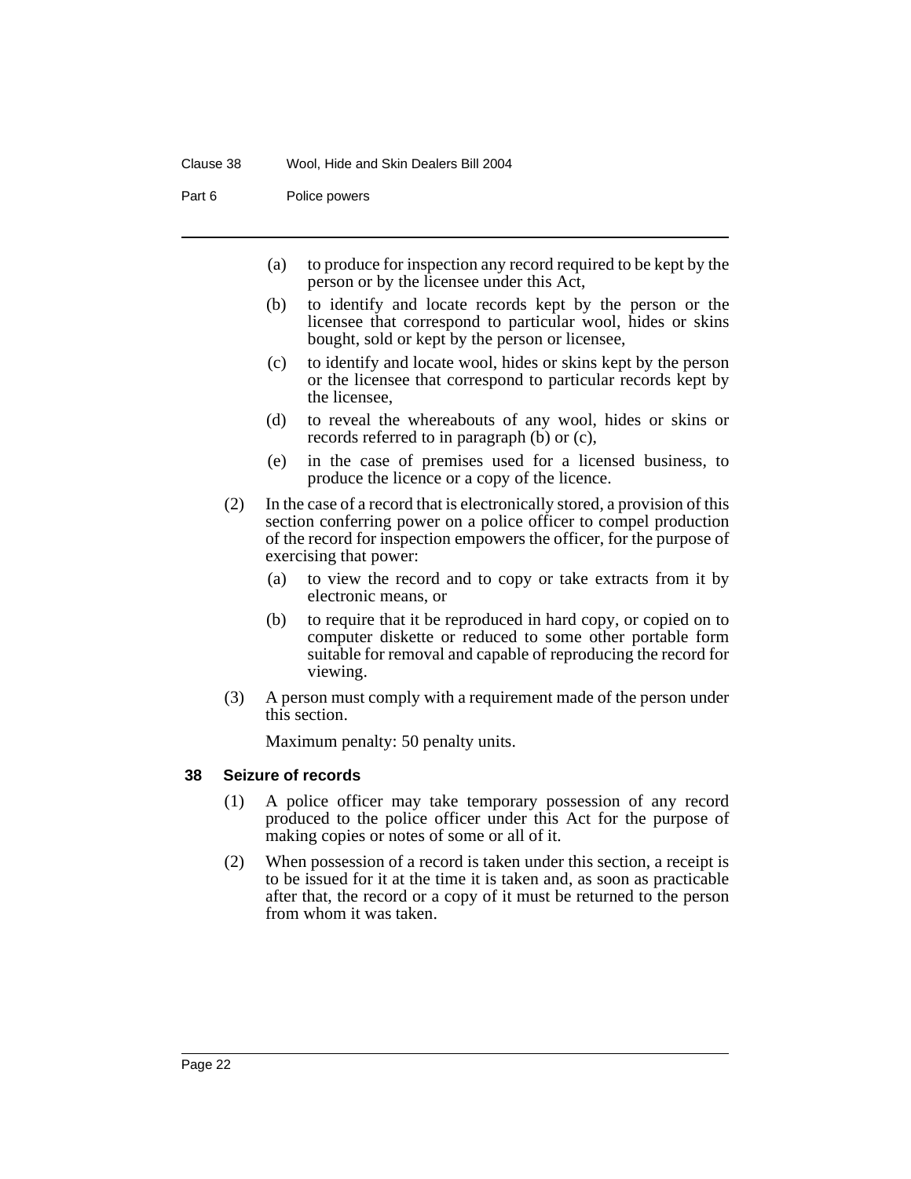(a) to produce for inspection any record required to be kept by the person or by the licensee under this Act,

(b) to identify and locate records kept by the person or the licensee that correspond to particular wool, hides or skins bought, sold or kept by the person or licensee,

(c) to identify and locate wool, hides or skins kept by the person or the licensee that correspond to particular records kept by the licensee,

(d) to reveal the whereabouts of any wool, hides or skins or records referred to in paragraph (b) or (c),

(e) in the case of premises used for a licensed business, to produce the licence or a copy of the licence.

(2) In the case of a record that is electronically stored, a provision of this section conferring power on a police officer to compel production of the record for inspection empowers the officer, for the purpose of exercising that power:

(a) to view the record and to copy or take extracts from it by electronic means, or

(b) to require that it be reproduced in hard copy, or copied on to computer diskette or reduced to some other portable form suitable for removal and capable of reproducing the record for viewing.

(3) A person must comply with a requirement made of the person under this section.

Maximum penalty: 50 penalty units.

### 38 Seizure of records

(1) A police officer may take temporary possession of any record produced to the police officer under this Act for the purpose of making copies or notes of some or all of it.

(2) When possession of a record is taken under this section, a receipt is to be issued for it at the time it is taken and, as soon as practicable after that, the record or a copy of it must be returned to the person from whom it was taken.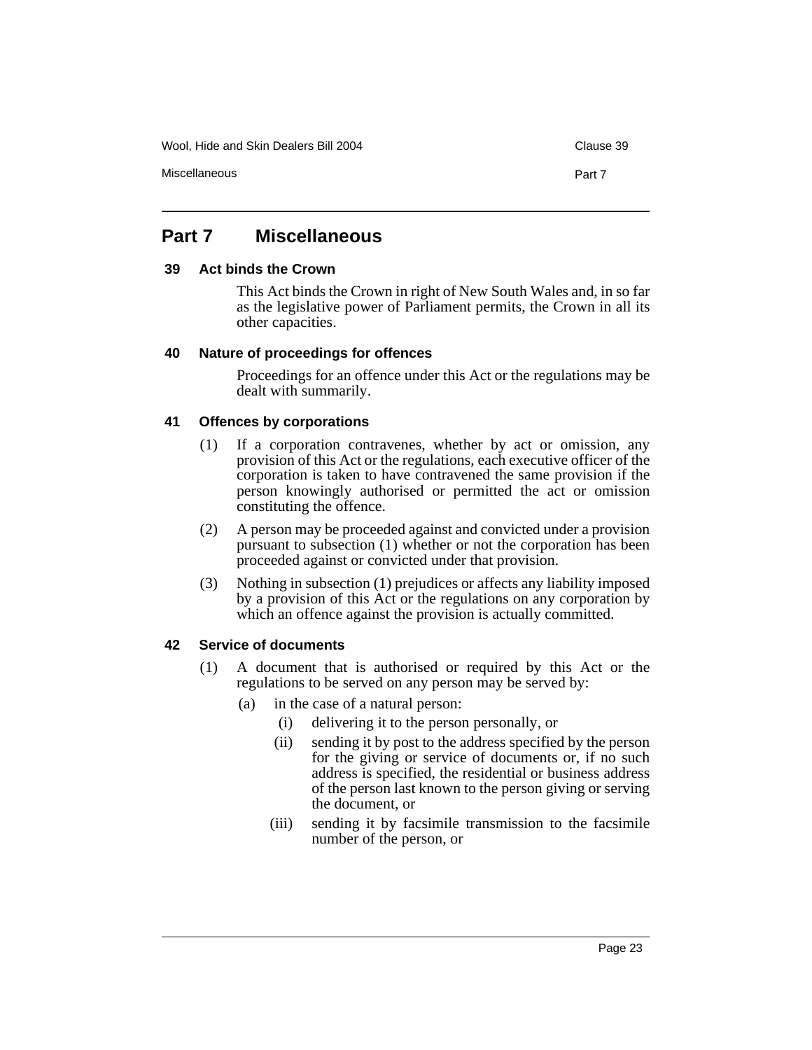# Part 7 Miscellaneous

### 39 Act binds the Crown

This Act binds the Crown in right of New South Wales and, in so far as the legislative power of Parliament permits, the Crown in all its other capacities.

### 40 Nature of proceedings for offences

Proceedings for an offence under this Act or the regulations may be dealt with summarily.

### 41 Offences by corporations

(1) If a corporation contravenes, whether by act or omission, any provision of this Act or the regulations, each executive officer of the corporation is taken to have contravened the same provision if the person knowingly authorised or permitted the act or omission constituting the offence.

(2) A person may be proceeded against and convicted under a provision pursuant to subsection (1) whether or not the corporation has been proceeded against or convicted under that provision.

(3) Nothing in subsection (1) prejudices or affects any liability imposed by a provision of this Act or the regulations on any corporation by which an offence against the provision is actually committed.

### 42 Service of documents

(1) A document that is authorised or required by this Act or the regulations to be served on any person may be served by:

- (a) in the case of a natural person:
  - (i) delivering it to the person personally, or
  - (ii) sending it by post to the address specified by the person for the giving or service of documents or, if no such address is specified, the residential or business address of the person last known to the person giving or serving the document, or
  - (iii) sending it by facsimile transmission to the facsimile number of the person, or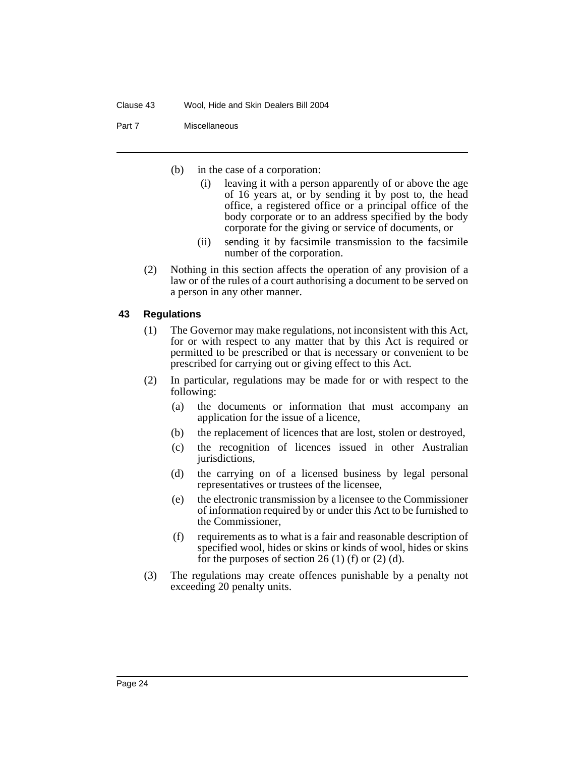(b) in the case of a corporation:

(i) leaving it with a person apparently of or above the age of 16 years at, or by sending it by post to, the head office, a registered office or a principal office of the body corporate or to an address specified by the body corporate for the giving or service of documents, or

(ii) sending it by facsimile transmission to the facsimile number of the corporation.

(2) Nothing in this section affects the operation of any provision of a law or of the rules of a court authorising a document to be served on a person in any other manner.

### 43 Regulations

(1) The Governor may make regulations, not inconsistent with this Act, for or with respect to any matter that by this Act is required or permitted to be prescribed or that is necessary or convenient to be prescribed for carrying out or giving effect to this Act.

(2) In particular, regulations may be made for or with respect to the following:

(a) the documents or information that must accompany an application for the issue of a licence,

(b) the replacement of licences that are lost, stolen or destroyed,

(c) the recognition of licences issued in other Australian jurisdictions,

(d) the carrying on of a licensed business by legal personal representatives or trustees of the licensee,

(e) the electronic transmission by a licensee to the Commissioner of information required by or under this Act to be furnished to the Commissioner,

(f) requirements as to what is a fair and reasonable description of specified wool, hides or skins or kinds of wool, hides or skins for the purposes of section 26 (1) (f) or (2) (d).

(3) The regulations may create offences punishable by a penalty not exceeding 20 penalty units.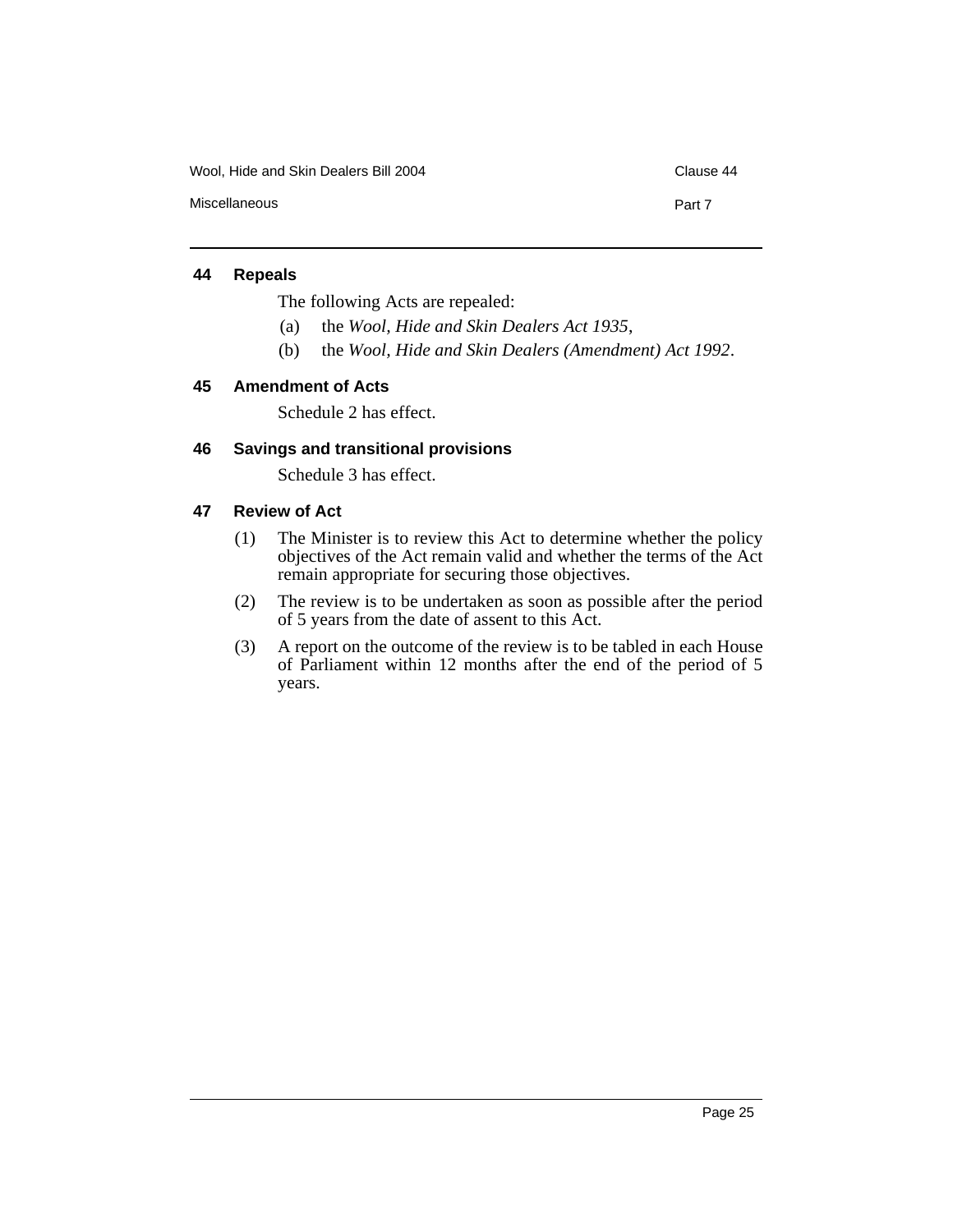### 44 Repeals

The following Acts are repealed:

(a) the *Wool, Hide and Skin Dealers Act 1935*,

(b) the *Wool, Hide and Skin Dealers (Amendment) Act 1992*.

### 45 Amendment of Acts

Schedule 2 has effect.

### 46 Savings and transitional provisions

Schedule 3 has effect.

### 47 Review of Act

(1) The Minister is to review this Act to determine whether the policy objectives of the Act remain valid and whether the terms of the Act remain appropriate for securing those objectives.

(2) The review is to be undertaken as soon as possible after the period of 5 years from the date of assent to this Act.

(3) A report on the outcome of the review is to be tabled in each House of Parliament within 12 months after the end of the period of 5 years.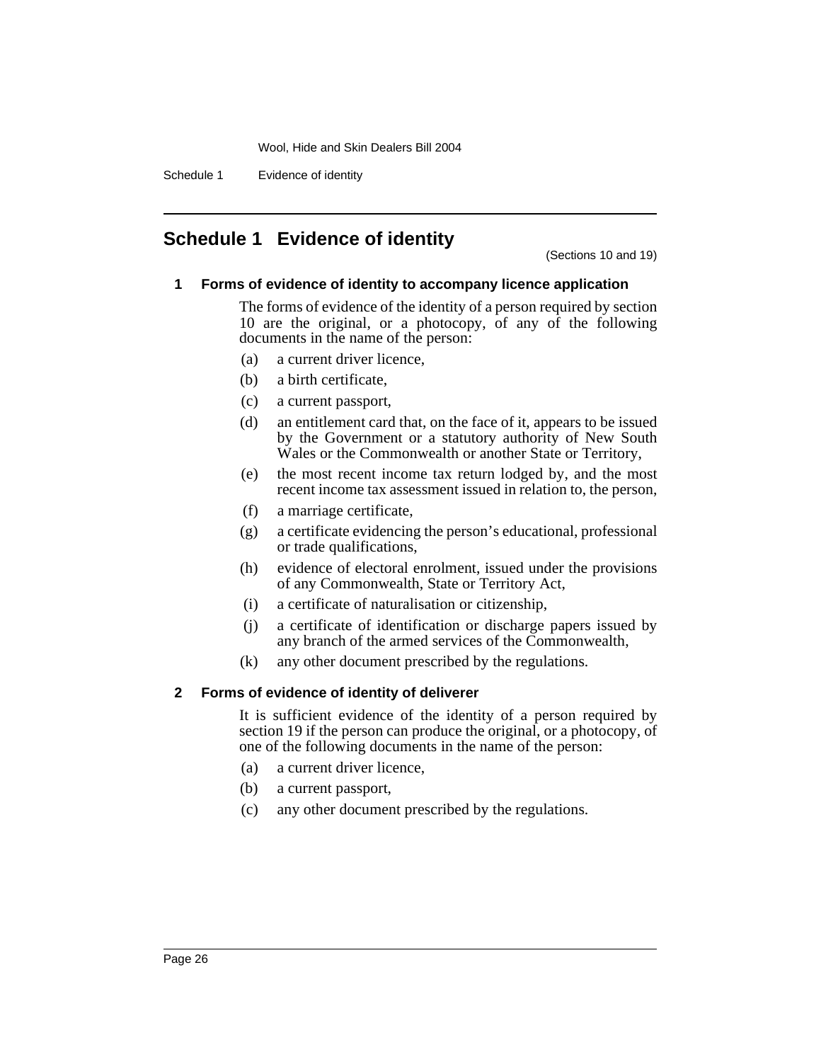# Schedule 1 Evidence of identity

(Sections 10 and 19)

## 1 Forms of evidence of identity to accompany licence application

The forms of evidence of the identity of a person required by section 10 are the original, or a photocopy, of any of the following documents in the name of the person:

- (a) a current driver licence,
- (b) a birth certificate,
- (c) a current passport,
- (d) an entitlement card that, on the face of it, appears to be issued by the Government or a statutory authority of New South Wales or the Commonwealth or another State or Territory,
- (e) the most recent income tax return lodged by, and the most recent income tax assessment issued in relation to, the person,
- (f) a marriage certificate,
- (g) a certificate evidencing the person's educational, professional or trade qualifications,
- (h) evidence of electoral enrolment, issued under the provisions of any Commonwealth, State or Territory Act,
- (i) a certificate of naturalisation or citizenship,
- (j) a certificate of identification or discharge papers issued by any branch of the armed services of the Commonwealth,
- (k) any other document prescribed by the regulations.

## 2 Forms of evidence of identity of deliverer

It is sufficient evidence of the identity of a person required by section 19 if the person can produce the original, or a photocopy, of one of the following documents in the name of the person:

- (a) a current driver licence,
- (b) a current passport,
- (c) any other document prescribed by the regulations.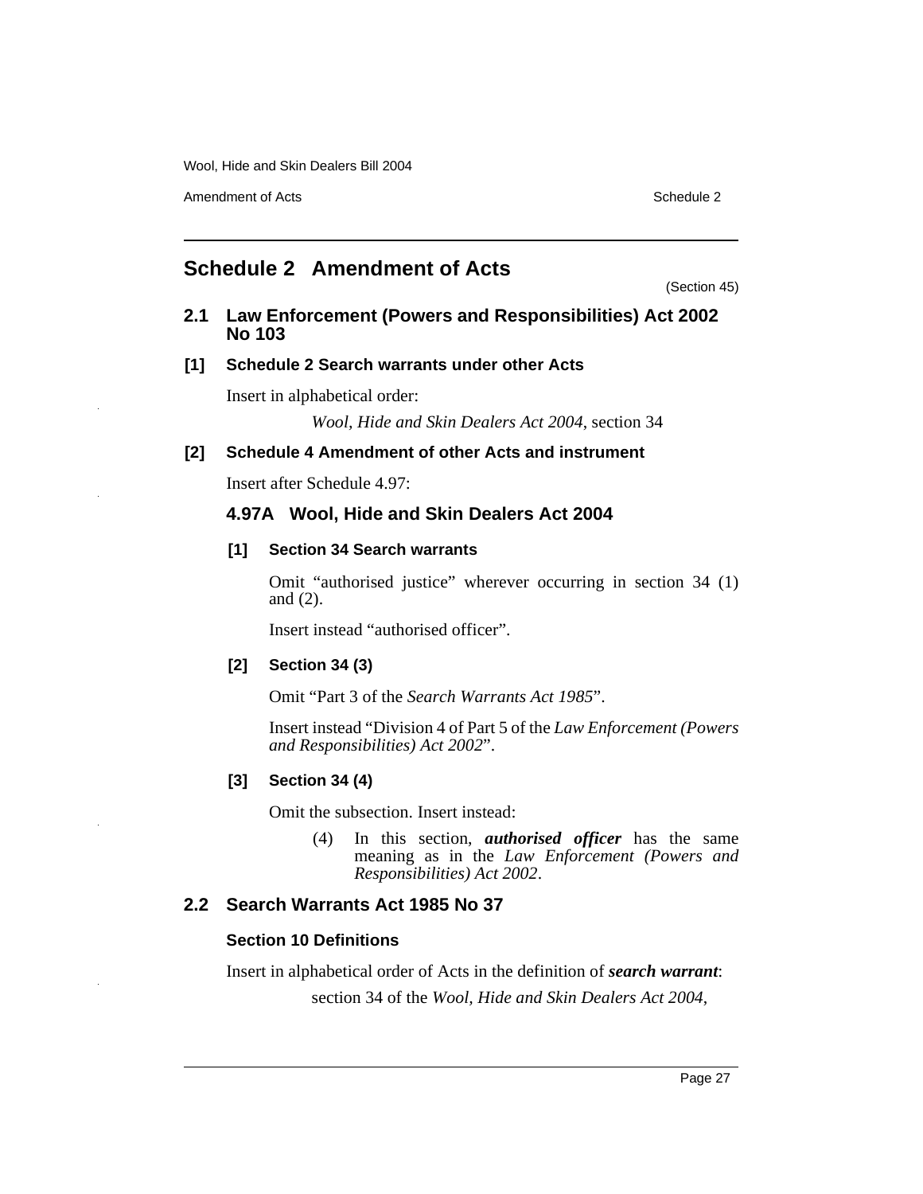# Schedule 2 Amendment of Acts

(Section 45)

## 2.1 Law Enforcement (Powers and Responsibilities) Act 2002 No 103

### [1] Schedule 2 Search warrants under other Acts

Insert in alphabetical order:

*Wool, Hide and Skin Dealers Act 2004*, section 34

### [2] Schedule 4 Amendment of other Acts and instrument

Insert after Schedule 4.97:

### 4.97A Wool, Hide and Skin Dealers Act 2004

#### [1] Section 34 Search warrants

Omit "authorised justice" wherever occurring in section 34 (1) and (2).

Insert instead "authorised officer".

#### [2] Section 34 (3)

Omit "Part 3 of the *Search Warrants Act 1985*".

Insert instead "Division 4 of Part 5 of the *Law Enforcement (Powers and Responsibilities) Act 2002*".

#### [3] Section 34 (4)

Omit the subsection. Insert instead:

(4) In this section, ***authorised officer*** has the same meaning as in the *Law Enforcement (Powers and Responsibilities) Act 2002*.

## 2.2 Search Warrants Act 1985 No 37

### Section 10 Definitions

Insert in alphabetical order of Acts in the definition of ***search warrant***:

section 34 of the *Wool, Hide and Skin Dealers Act 2004*,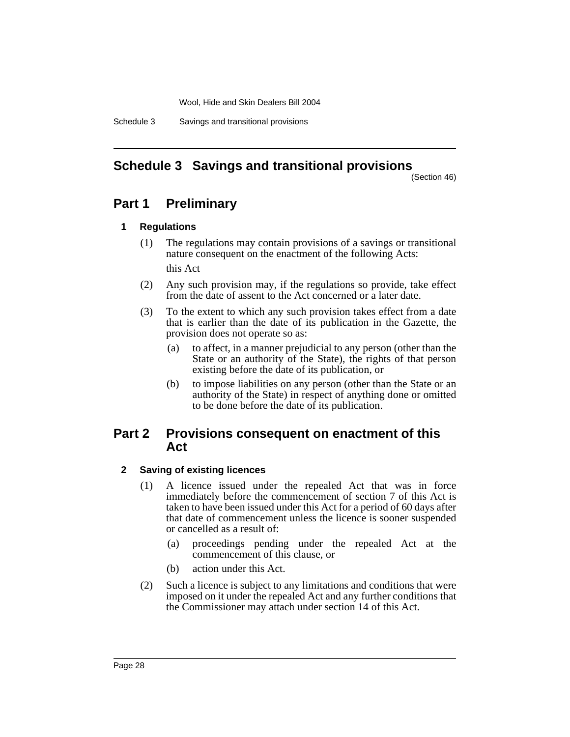# Schedule 3 Savings and transitional provisions

(Section 46)

## Part 1 Preliminary

### 1 Regulations

(1) The regulations may contain provisions of a savings or transitional nature consequent on the enactment of the following Acts:

this Act

(2) Any such provision may, if the regulations so provide, take effect from the date of assent to the Act concerned or a later date.

(3) To the extent to which any such provision takes effect from a date that is earlier than the date of its publication in the Gazette, the provision does not operate so as:

- (a) to affect, in a manner prejudicial to any person (other than the State or an authority of the State), the rights of that person existing before the date of its publication, or
- (b) to impose liabilities on any person (other than the State or an authority of the State) in respect of anything done or omitted to be done before the date of its publication.

## Part 2 Provisions consequent on enactment of this Act

### 2 Saving of existing licences

(1) A licence issued under the repealed Act that was in force immediately before the commencement of section 7 of this Act is taken to have been issued under this Act for a period of 60 days after that date of commencement unless the licence is sooner suspended or cancelled as a result of:

- (a) proceedings pending under the repealed Act at the commencement of this clause, or
- (b) action under this Act.

(2) Such a licence is subject to any limitations and conditions that were imposed on it under the repealed Act and any further conditions that the Commissioner may attach under section 14 of this Act.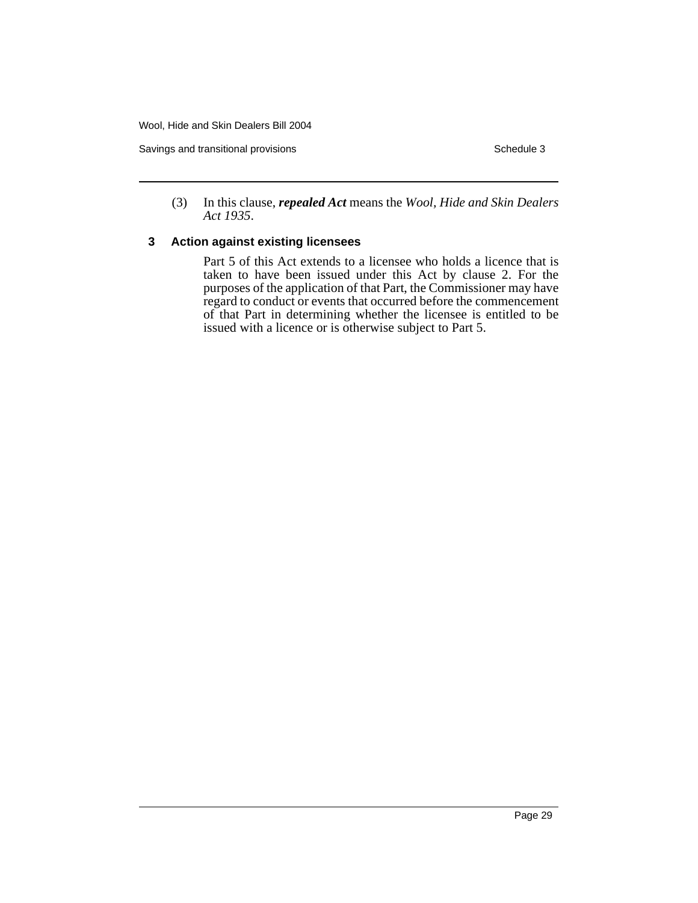(3) In this clause, ***repealed Act*** means the *Wool, Hide and Skin Dealers Act 1935*.

## 3 Action against existing licensees

Part 5 of this Act extends to a licensee who holds a licence that is taken to have been issued under this Act by clause 2. For the purposes of the application of that Part, the Commissioner may have regard to conduct or events that occurred before the commencement of that Part in determining whether the licensee is entitled to be issued with a licence or is otherwise subject to Part 5.